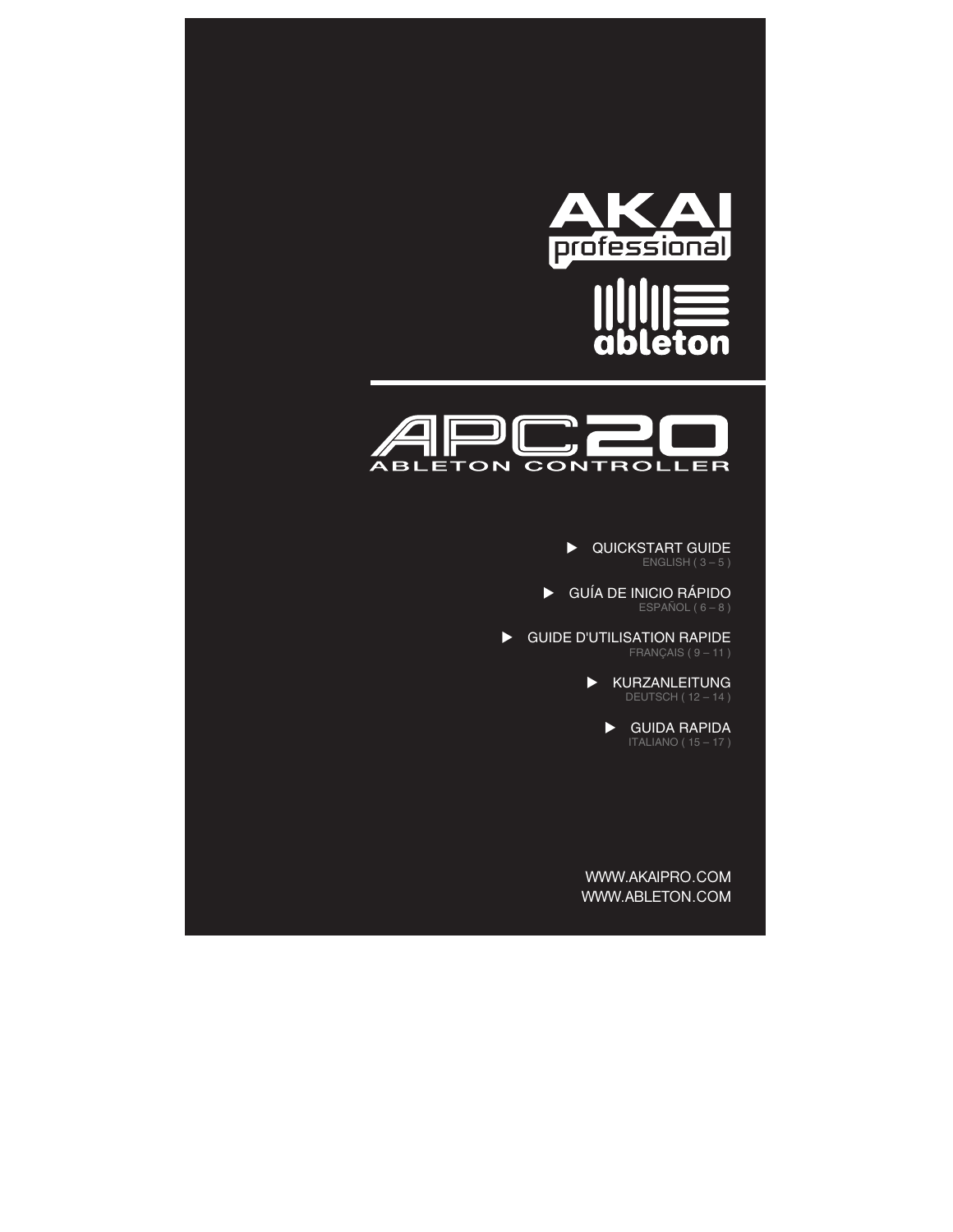# AKAI professional

# ableton

# APC20

## ABLETON CONTROLLER

- QUICKSTART GUIDE
  ENGLISH ( 3 – 5 )

- GUÍA DE INICIO RÁPIDO
  ESPAÑOL ( 6 – 8 )

- GUIDE D'UTILISATION RAPIDE
  FRANÇAIS ( 9 – 11 )

- KURZANLEITUNG
  DEUTSCH ( 12 – 14 )

- GUIDA RAPIDA
  ITALIANO ( 15 – 17 )

WWW.AKAIPRO.COM
WWW.ABLETON.COM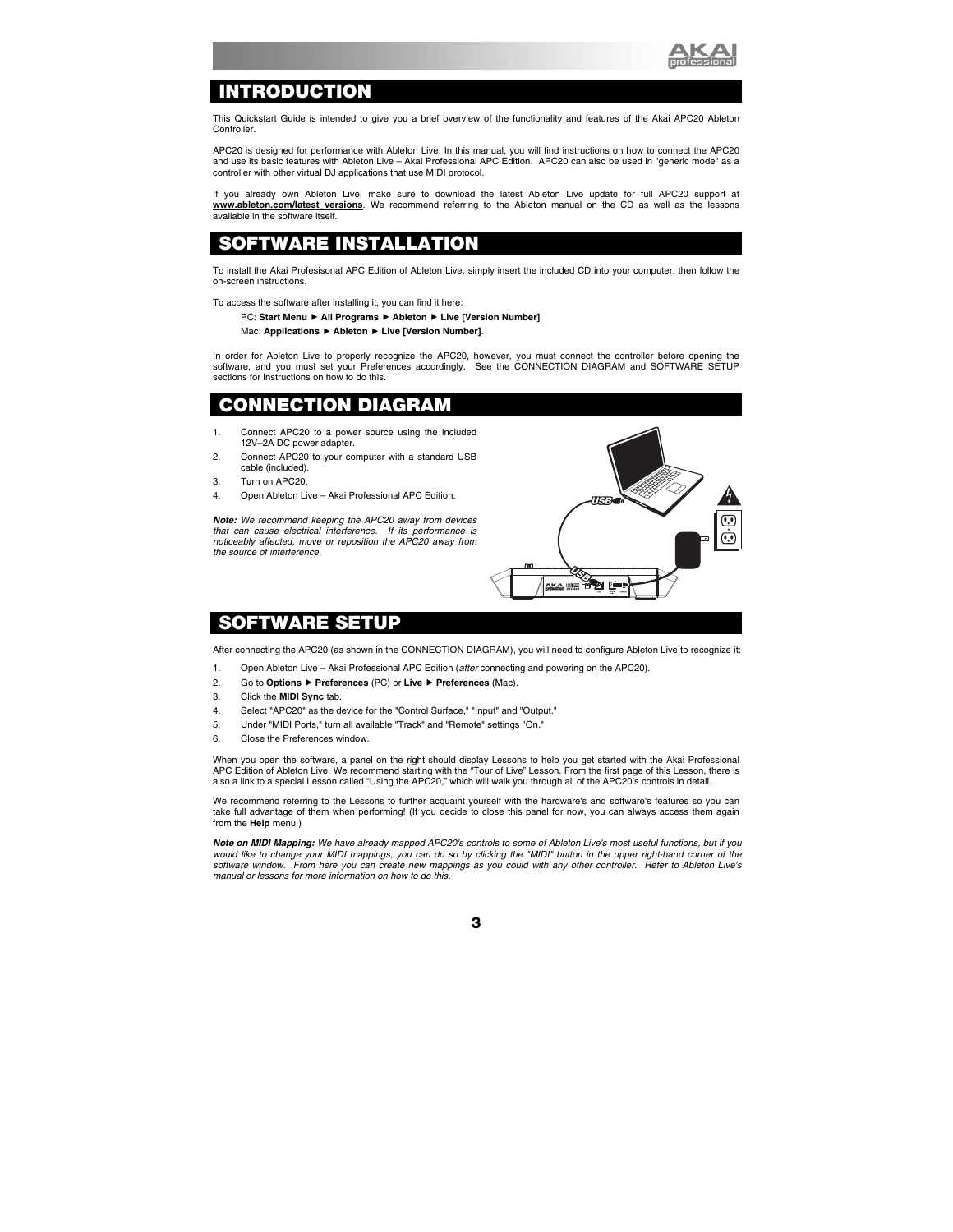# INTRODUCTION

This Quickstart Guide is intended to give you a brief overview of the functionality and features of the Akai APC20 Ableton Controller.

APC20 is designed for performance with Ableton Live. In this manual, you will find instructions on how to connect the APC20 and use its basic features with Ableton Live – Akai Professional APC Edition. APC20 can also be used in "generic mode" as a controller with other virtual DJ applications that use MIDI protocol.

If you already own Ableton Live, make sure to download the latest Ableton Live update for full APC20 support at **www.ableton.com/latest_versions**. We recommend referring to the Ableton manual on the CD as well as the lessons available in the software itself.

# SOFTWARE INSTALLATION

To install the Akai Profesisonal APC Edition of Ableton Live, simply insert the included CD into your computer, then follow the on-screen instructions.

To access the software after installing it, you can find it here:

PC: **Start Menu ▶ All Programs ▶ Ableton ▶ Live [Version Number]**

Mac: **Applications ▶ Ableton ▶ Live [Version Number]**.

In order for Ableton Live to properly recognize the APC20, however, you must connect the controller before opening the software, and you must set your Preferences accordingly. See the CONNECTION DIAGRAM and SOFTWARE SETUP sections for instructions on how to do this.

# CONNECTION DIAGRAM

1. Connect APC20 to a power source using the included 12V–2A DC power adapter.
2. Connect APC20 to your computer with a standard USB cable (included).
3. Turn on APC20.
4. Open Ableton Live – Akai Professional APC Edition.

***Note:** We recommend keeping the APC20 away from devices that can cause electrical interference. If its performance is noticeably affected, move or reposition the APC20 away from the source of interference.*

# SOFTWARE SETUP

After connecting the APC20 (as shown in the CONNECTION DIAGRAM), you will need to configure Ableton Live to recognize it:

1. Open Ableton Live – Akai Professional APC Edition (*after* connecting and powering on the APC20).
2. Go to **Options ▶ Preferences** (PC) or **Live ▶ Preferences** (Mac).
3. Click the **MIDI Sync** tab.
4. Select "APC20" as the device for the "Control Surface," "Input" and "Output."
5. Under "MIDI Ports," turn all available "Track" and "Remote" settings "On."
6. Close the Preferences window.

When you open the software, a panel on the right should display Lessons to help you get started with the Akai Professional APC Edition of Ableton Live. We recommend starting with the "Tour of Live" Lesson. From the first page of this Lesson, there is also a link to a special Lesson called "Using the APC20," which will walk you through all of the APC20's controls in detail.

We recommend referring to the Lessons to further acquaint yourself with the hardware's and software's features so you can take full advantage of them when performing! (If you decide to close this panel for now, you can always access them again from the **Help** menu.)

***Note on MIDI Mapping:** We have already mapped APC20's controls to some of Ableton Live's most useful functions, but if you would like to change your MIDI mappings, you can do so by clicking the "MIDI" button in the upper right-hand corner of the software window. From here you can create new mappings as you could with any other controller. Refer to Ableton Live's manual or lessons for more information on how to do this.*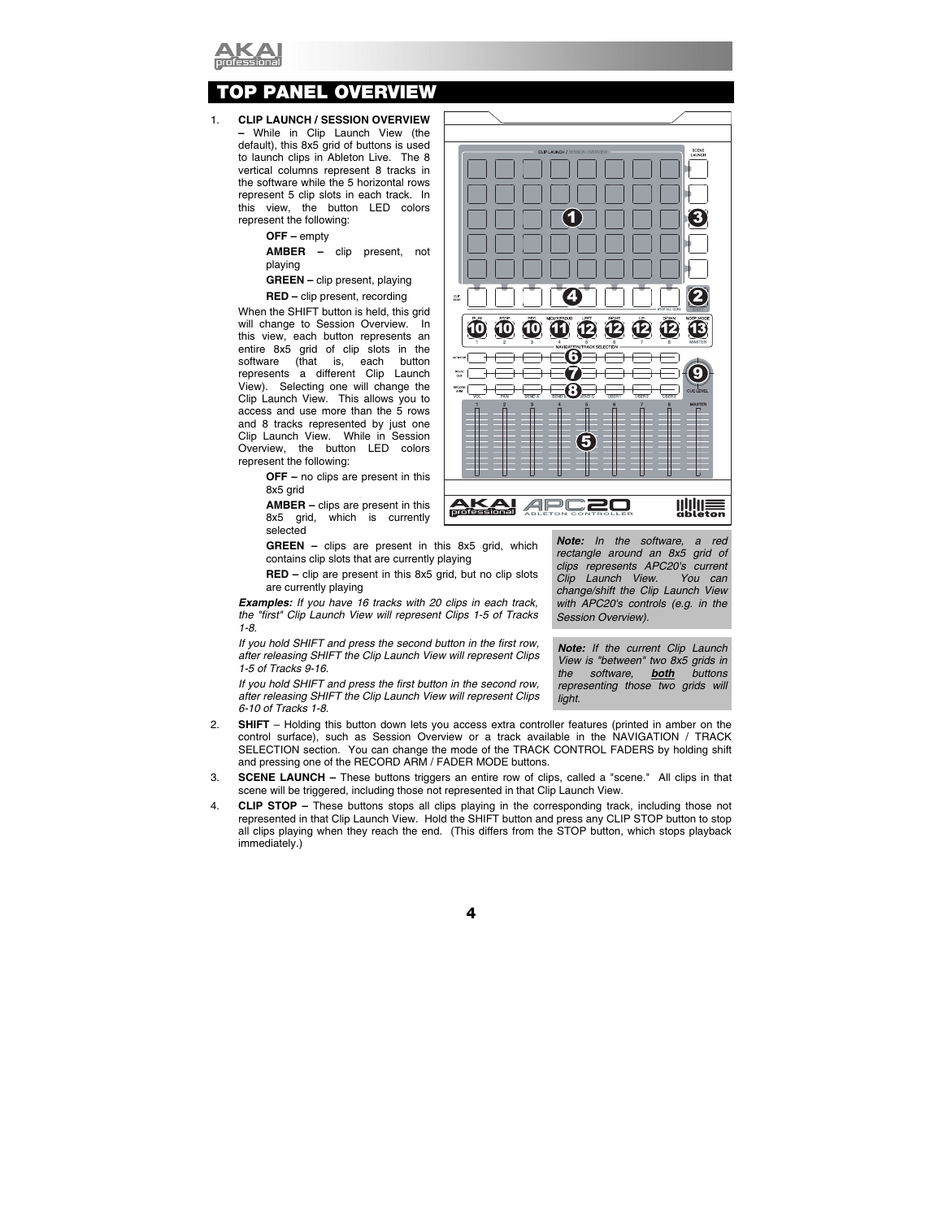# TOP PANEL OVERVIEW

1. **CLIP LAUNCH / SESSION OVERVIEW –** While in Clip Launch View (the default), this 8x5 grid of buttons is used to launch clips in Ableton Live. The 8 vertical columns represent 8 tracks in the software while the 5 horizontal rows represent 5 clip slots in each track. In this view, the button LED colors represent the following:

   **OFF –** empty

   **AMBER –** clip present, not playing

   **GREEN –** clip present, playing

   **RED –** clip present, recording

   When the SHIFT button is held, this grid will change to Session Overview. In this view, each button represents an entire 8x5 grid of clip slots in the software (that is, each button represents a different Clip Launch View). Selecting one will change the Clip Launch View. This allows you to access and use more than the 5 rows and 8 tracks represented by just one Clip Launch View. While in Session Overview, the button LED colors represent the following:

   **OFF –** no clips are present in this 8x5 grid

   **AMBER –** clips are present in this 8x5 grid, which is currently selected

   **GREEN –** clips are present in this 8x5 grid, which contains clip slots that are currently playing

   **RED –** clip are present in this 8x5 grid, but no clip slots are currently playing

   ***Examples:*** *If you have 16 tracks with 20 clips in each track, the "first" Clip Launch View will represent Clips 1-5 of Tracks 1-8.*

   *If you hold SHIFT and press the second button in the first row, after releasing SHIFT the Clip Launch View will represent Clips 1-5 of Tracks 9-16.*

   *If you hold SHIFT and press the first button in the second row, after releasing SHIFT the Clip Launch View will represent Clips 6-10 of Tracks 1-8.*

   ***Note:*** *In the software, a red rectangle around an 8x5 grid of clips represents APC20's current Clip Launch View. You can change/shift the Clip Launch View with APC20's controls (e.g. in the Session Overview).*

   ***Note:*** *If the current Clip Launch View is "between" two 8x5 grids in the software, **both** buttons representing those two grids will light.*

2. **SHIFT** – Holding this button down lets you access extra controller features (printed in amber on the control surface), such as Session Overview or a track available in the NAVIGATION / TRACK SELECTION section. You can change the mode of the TRACK CONTROL FADERS by holding shift and pressing one of the RECORD ARM / FADER MODE buttons.

3. **SCENE LAUNCH –** These buttons triggers an entire row of clips, called a "scene." All clips in that scene will be triggered, including those not represented in that Clip Launch View.

4. **CLIP STOP –** These buttons stops all clips playing in the corresponding track, including those not represented in that Clip Launch View. Hold the SHIFT button and press any CLIP STOP button to stop all clips playing when they reach the end. (This differs from the STOP button, which stops playback immediately.)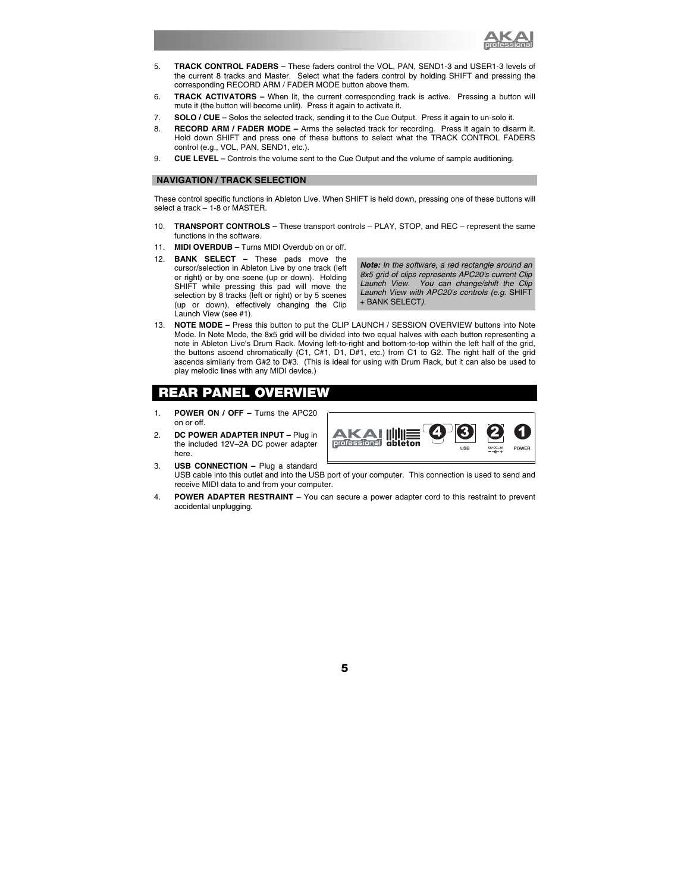5. **TRACK CONTROL FADERS –** These faders control the VOL, PAN, SEND1-3 and USER1-3 levels of the current 8 tracks and Master. Select what the faders control by holding SHIFT and pressing the corresponding RECORD ARM / FADER MODE button above them.
6. **TRACK ACTIVATORS –** When lit, the current corresponding track is active. Pressing a button will mute it (the button will become unlit). Press it again to activate it.
7. **SOLO / CUE –** Solos the selected track, sending it to the Cue Output. Press it again to un-solo it.
8. **RECORD ARM / FADER MODE –** Arms the selected track for recording. Press it again to disarm it. Hold down SHIFT and press one of these buttons to select what the TRACK CONTROL FADERS control (e.g., VOL, PAN, SEND1, etc.).
9. **CUE LEVEL –** Controls the volume sent to the Cue Output and the volume of sample auditioning.

## NAVIGATION / TRACK SELECTION

These control specific functions in Ableton Live. When SHIFT is held down, pressing one of these buttons will select a track – 1-8 or MASTER.

10. **TRANSPORT CONTROLS –** These transport controls – PLAY, STOP, and REC – represent the same functions in the software.
11. **MIDI OVERDUB –** Turns MIDI Overdub on or off.
12. **BANK SELECT –** These pads move the cursor/selection in Ableton Live by one track (left or right) or by one scene (up or down). Holding SHIFT while pressing this pad will move the selection by 8 tracks (left or right) or by 5 scenes (up or down), effectively changing the Clip Launch View (see #1).

> ***Note:*** *In the software, a red rectangle around an 8x5 grid of clips represents APC20's current Clip Launch View. You can change/shift the Clip Launch View with APC20's controls (e.g.* SHIFT + BANK SELECT*).*

13. **NOTE MODE –** Press this button to put the CLIP LAUNCH / SESSION OVERVIEW buttons into Note Mode. In Note Mode, the 8x5 grid will be divided into two equal halves with each button representing a note in Ableton Live's Drum Rack. Moving left-to-right and bottom-to-top within the left half of the grid, the buttons ascend chromatically (C1, C#1, D1, D#1, etc.) from C1 to G2. The right half of the grid ascends similarly from G#2 to D#3. (This is ideal for using with Drum Rack, but it can also be used to play melodic lines with any MIDI device.)

# REAR PANEL OVERVIEW

1. **POWER ON / OFF –** Turns the APC20 on or off.
2. **DC POWER ADAPTER INPUT –** Plug in the included 12V–2A DC power adapter here.
3. **USB CONNECTION –** Plug a standard USB cable into this outlet and into the USB port of your computer. This connection is used to send and receive MIDI data to and from your computer.
4. **POWER ADAPTER RESTRAINT** – You can secure a power adapter cord to this restraint to prevent accidental unplugging.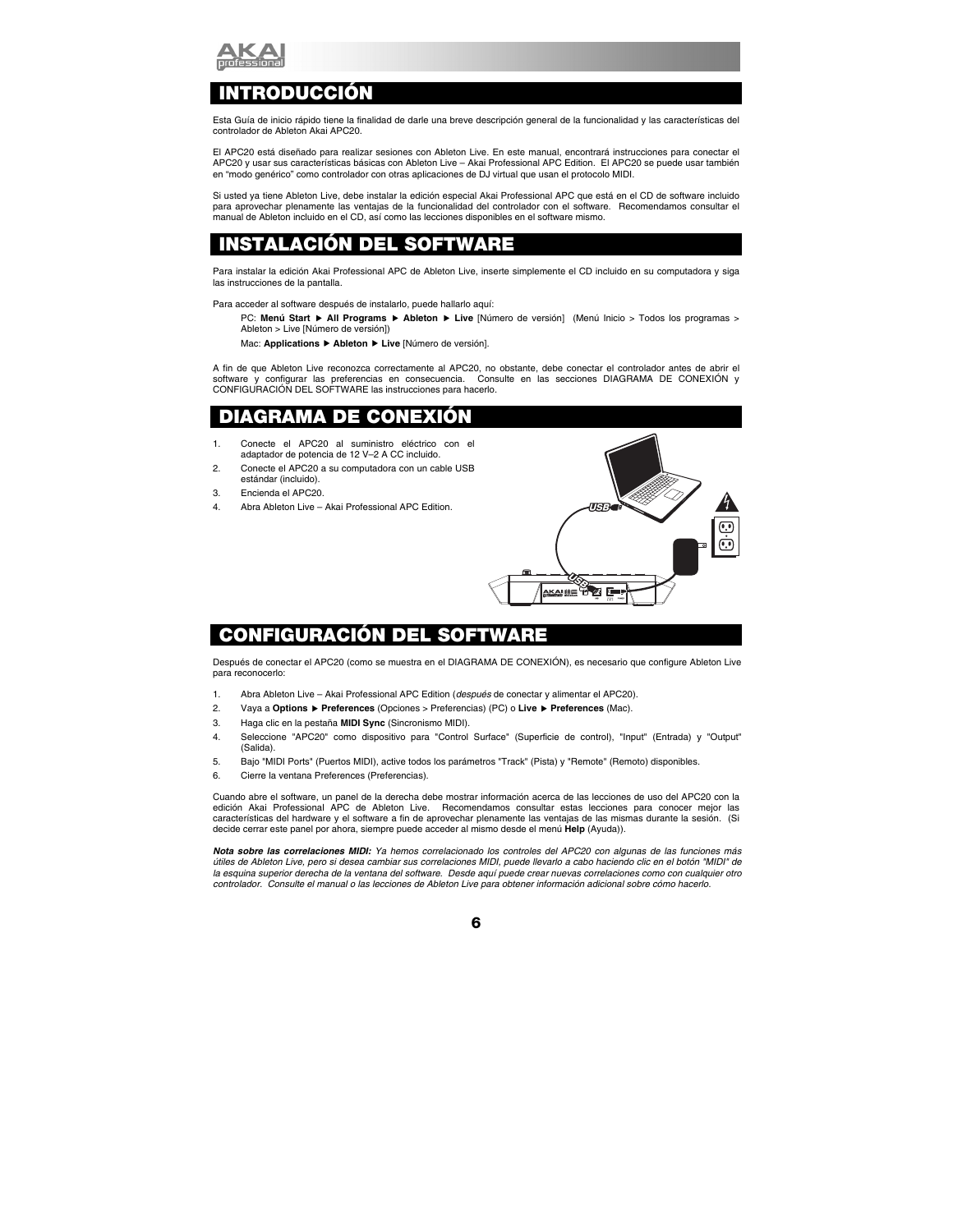# INTRODUCCIÓN

Esta Guía de inicio rápido tiene la finalidad de darle una breve descripción general de la funcionalidad y las características del controlador de Ableton Akai APC20.

El APC20 está diseñado para realizar sesiones con Ableton Live. En este manual, encontrará instrucciones para conectar el APC20 y usar sus características básicas con Ableton Live – Akai Professional APC Edition. El APC20 se puede usar también en "modo genérico" como controlador con otras aplicaciones de DJ virtual que usan el protocolo MIDI.

Si usted ya tiene Ableton Live, debe instalar la edición especial Akai Professional APC que está en el CD de software incluido para aprovechar plenamente las ventajas de la funcionalidad del controlador con el software. Recomendamos consultar el manual de Ableton incluido en el CD, así como las lecciones disponibles en el software mismo.

# INSTALACIÓN DEL SOFTWARE

Para instalar la edición Akai Professional APC de Ableton Live, inserte simplemente el CD incluido en su computadora y siga las instrucciones de la pantalla.

Para acceder al software después de instalarlo, puede hallarlo aquí:

PC: **Menú Start ▶ All Programs ▶ Ableton ▶ Live** [Número de versión] (Menú Inicio > Todos los programas > Ableton > Live [Número de versión])

Mac: **Applications ▶ Ableton ▶ Live** [Número de versión].

A fin de que Ableton Live reconozca correctamente al APC20, no obstante, debe conectar el controlador antes de abrir el software y configurar las preferencias en consecuencia. Consulte en las secciones DIAGRAMA DE CONEXIÓN y CONFIGURACIÓN DEL SOFTWARE las instrucciones para hacerlo.

# DIAGRAMA DE CONEXIÓN

1. Conecte el APC20 al suministro eléctrico con el adaptador de potencia de 12 V–2 A CC incluido.
2. Conecte el APC20 a su computadora con un cable USB estándar (incluido).
3. Encienda el APC20.
4. Abra Ableton Live – Akai Professional APC Edition.

# CONFIGURACIÓN DEL SOFTWARE

Después de conectar el APC20 (como se muestra en el DIAGRAMA DE CONEXIÓN), es necesario que configure Ableton Live para reconocerlo:

1. Abra Ableton Live – Akai Professional APC Edition (*después* de conectar y alimentar el APC20).
2. Vaya a **Options ▶ Preferences** (Opciones > Preferencias) (PC) o **Live ▶ Preferences** (Mac).
3. Haga clic en la pestaña **MIDI Sync** (Sincronismo MIDI).
4. Seleccione "APC20" como dispositivo para "Control Surface" (Superficie de control), "Input" (Entrada) y "Output" (Salida).
5. Bajo "MIDI Ports" (Puertos MIDI), active todos los parámetros "Track" (Pista) y "Remote" (Remoto) disponibles.
6. Cierre la ventana Preferences (Preferencias).

Cuando abre el software, un panel de la derecha debe mostrar información acerca de las lecciones de uso del APC20 con la edición Akai Professional APC de Ableton Live. Recomendamos consultar estas lecciones para conocer mejor las características del hardware y el software a fin de aprovechar plenamente las ventajas de las mismas durante la sesión. (Si decide cerrar este panel por ahora, siempre puede acceder al mismo desde el menú **Help** (Ayuda)).

***Nota sobre las correlaciones MIDI:*** *Ya hemos correlacionado los controles del APC20 con algunas de las funciones más útiles de Ableton Live, pero si desea cambiar sus correlaciones MIDI, puede llevarlo a cabo haciendo clic en el botón "MIDI" de la esquina superior derecha de la ventana del software. Desde aquí puede crear nuevas correlaciones como con cualquier otro controlador. Consulte el manual o las lecciones de Ableton Live para obtener información adicional sobre cómo hacerlo.*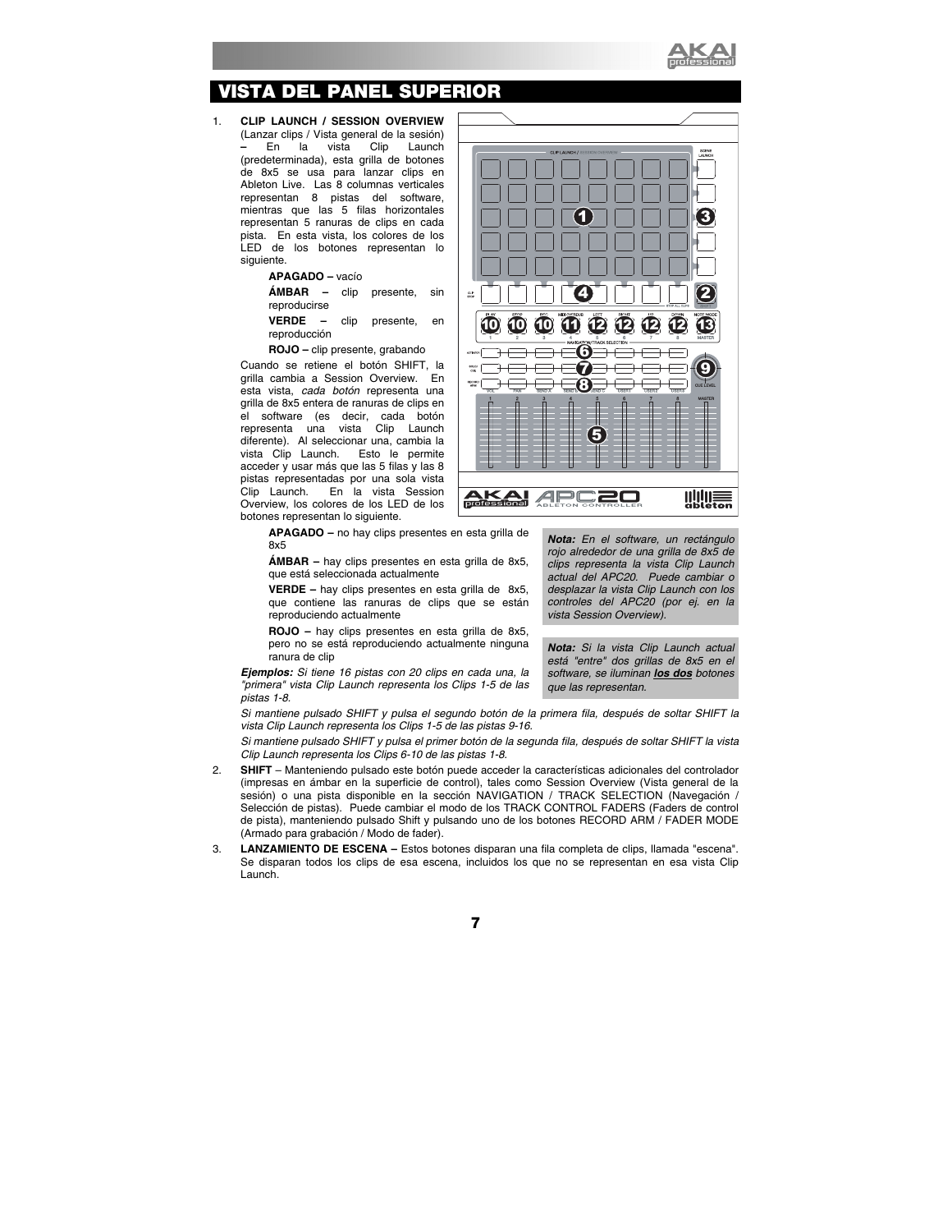# VISTA DEL PANEL SUPERIOR

1. **CLIP LAUNCH / SESSION OVERVIEW** (Lanzar clips / Vista general de la sesión) – En la vista Clip Launch (predeterminada), esta grilla de botones de 8x5 se usa para lanzar clips en Ableton Live. Las 8 columnas verticales representan 8 pistas del software, mientras que las 5 filas horizontales representan 5 ranuras de clips en cada pista. En esta vista, los colores de los LED de los botones representan lo siguiente.

   **APAGADO –** vacío

   **ÁMBAR –** clip presente, sin reproducirse

   **VERDE –** clip presente, en reproducción

   **ROJO –** clip presente, grabando

   Cuando se retiene el botón SHIFT, la grilla cambia a Session Overview. En esta vista, *cada botón* representa una grilla de 8x5 entera de ranuras de clips en el software (es decir, cada botón representa una vista Clip Launch diferente). Al seleccionar una, cambia la vista Clip Launch. Esto le permite acceder y usar más que las 5 filas y las 8 pistas representadas por una sola vista Clip Launch. En la vista Session Overview, los colores de los LED de los botones representan lo siguiente.

   **APAGADO –** no hay clips presentes en esta grilla de 8x5

   **ÁMBAR –** hay clips presentes en esta grilla de 8x5, que está seleccionada actualmente

   **VERDE –** hay clips presentes en esta grilla de 8x5, que contiene las ranuras de clips que se están reproduciendo actualmente

   **ROJO –** hay clips presentes en esta grilla de 8x5, pero no se está reproduciendo actualmente ninguna ranura de clip

   ***Ejemplos:*** *Si tiene 16 pistas con 20 clips en cada una, la "primera" vista Clip Launch representa los Clips 1-5 de las pistas 1-8.*

   *Si mantiene pulsado SHIFT y pulsa el segundo botón de la primera fila, después de soltar SHIFT la vista Clip Launch representa los Clips 1-5 de las pistas 9-16.*

   *Si mantiene pulsado SHIFT y pulsa el primer botón de la segunda fila, después de soltar SHIFT la vista Clip Launch representa los Clips 6-10 de las pistas 1-8.*

   > ***Nota:*** *En el software, un rectángulo rojo alrededor de una grilla de 8x5 de clips representa la vista Clip Launch actual del APC20. Puede cambiar o desplazar la vista Clip Launch con los controles del APC20 (por ej. en la vista Session Overview).*

   > ***Nota:*** *Si la vista Clip Launch actual está "entre" dos grillas de 8x5 en el software, se iluminan **los dos** botones que las representan.*

2. **SHIFT** – Manteniendo pulsado este botón puede acceder la características adicionales del controlador (impresas en ámbar en la superficie de control), tales como Session Overview (Vista general de la sesión) o una pista disponible en la sección NAVIGATION / TRACK SELECTION (Navegación / Selección de pistas). Puede cambiar el modo de los TRACK CONTROL FADERS (Faders de control de pista), manteniendo pulsado Shift y pulsando uno de los botones RECORD ARM / FADER MODE (Armado para grabación / Modo de fader).

3. **LANZAMIENTO DE ESCENA –** Estos botones disparan una fila completa de clips, llamada "escena". Se disparan todos los clips de esa escena, incluidos los que no se representan en esa vista Clip Launch.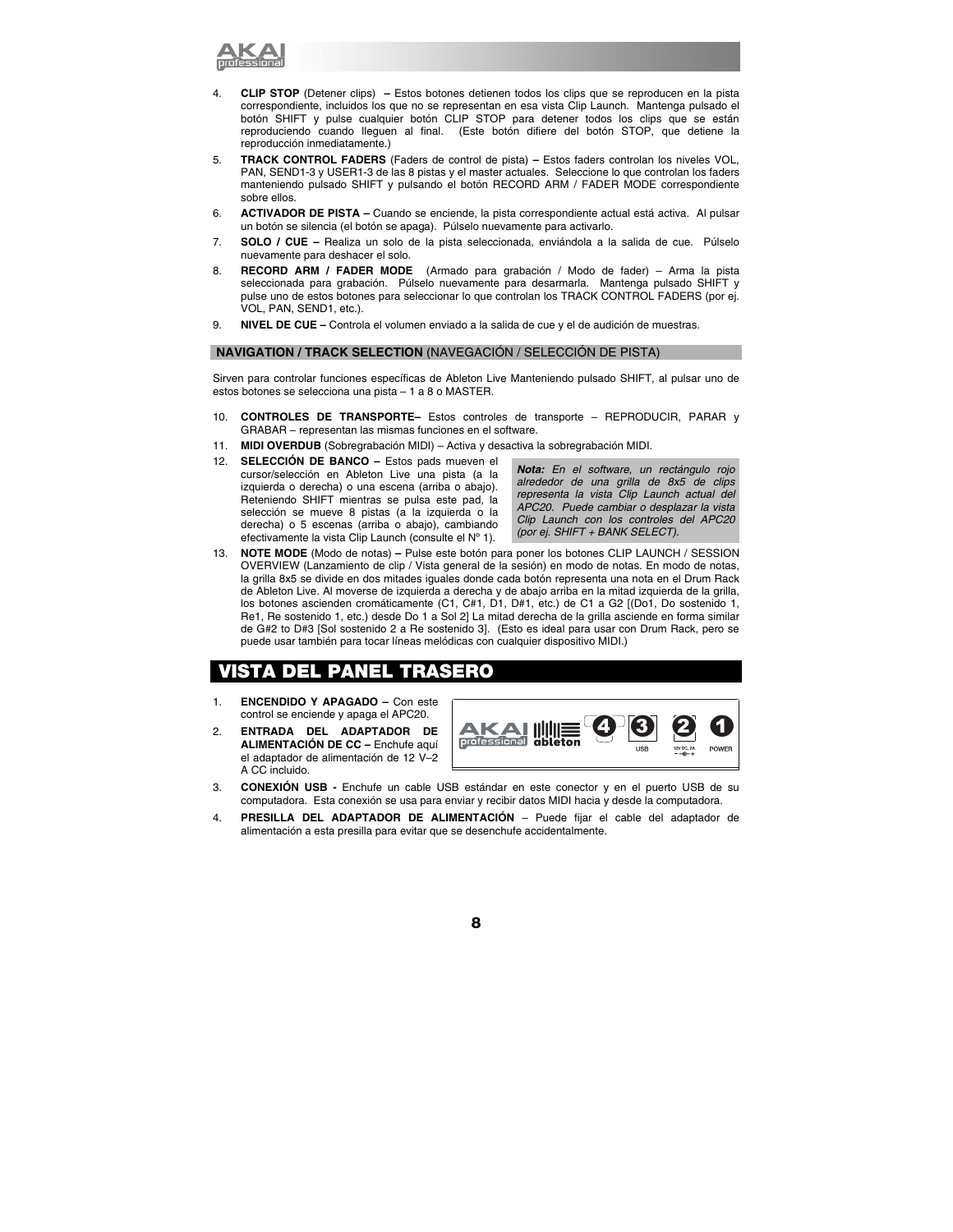4. **CLIP STOP** (Detener clips) **–** Estos botones detienen todos los clips que se reproducen en la pista correspondiente, incluidos los que no se representan en esa vista Clip Launch. Mantenga pulsado el botón SHIFT y pulse cualquier botón CLIP STOP para detener todos los clips que se están reproduciendo cuando lleguen al final. (Este botón difiere del botón STOP, que detiene la reproducción inmediatamente.)
5. **TRACK CONTROL FADERS** (Faders de control de pista) **–** Estos faders controlan los niveles VOL, PAN, SEND1-3 y USER1-3 de las 8 pistas y el master actuales. Seleccione lo que controlan los faders manteniendo pulsado SHIFT y pulsando el botón RECORD ARM / FADER MODE correspondiente sobre ellos.
6. **ACTIVADOR DE PISTA –** Cuando se enciende, la pista correspondiente actual está activa. Al pulsar un botón se silencia (el botón se apaga). Púlselo nuevamente para activarlo.
7. **SOLO / CUE –** Realiza un solo de la pista seleccionada, enviándola a la salida de cue. Púlselo nuevamente para deshacer el solo.
8. **RECORD ARM / FADER MODE** (Armado para grabación / Modo de fader) – Arma la pista seleccionada para grabación. Púlselo nuevamente para desarmarla. Mantenga pulsado SHIFT y pulse uno de estos botones para seleccionar lo que controlan los TRACK CONTROL FADERS (por ej. VOL, PAN, SEND1, etc.).
9. **NIVEL DE CUE –** Controla el volumen enviado a la salida de cue y el de audición de muestras.

## NAVIGATION / TRACK SELECTION (NAVEGACIÓN / SELECCIÓN DE PISTA)

Sirven para controlar funciones específicas de Ableton Live Manteniendo pulsado SHIFT, al pulsar uno de estos botones se selecciona una pista – 1 a 8 o MASTER.

10. **CONTROLES DE TRANSPORTE–** Estos controles de transporte – REPRODUCIR, PARAR y GRABAR – representan las mismas funciones en el software.
11. **MIDI OVERDUB** (Sobregrabación MIDI) – Activa y desactiva la sobregrabación MIDI.
12. **SELECCIÓN DE BANCO –** Estos pads mueven el cursor/selección en Ableton Live una pista (a la izquierda o derecha) o una escena (arriba o abajo). Reteniendo SHIFT mientras se pulsa este pad, la selección se mueve 8 pistas (a la izquierda o la derecha) o 5 escenas (arriba o abajo), cambiando efectivamente la vista Clip Launch (consulte el Nº 1).

*Nota: En el software, un rectángulo rojo alrededor de una grilla de 8x5 de clips representa la vista Clip Launch actual del APC20. Puede cambiar o desplazar la vista Clip Launch con los controles del APC20 (por ej. SHIFT + BANK SELECT).*

13. **NOTE MODE** (Modo de notas) **–** Pulse este botón para poner los botones CLIP LAUNCH / SESSION OVERVIEW (Lanzamiento de clip / Vista general de la sesión) en modo de notas. En modo de notas, la grilla 8x5 se divide en dos mitades iguales donde cada botón representa una nota en el Drum Rack de Ableton Live. Al moverse de izquierda a derecha y de abajo arriba en la mitad izquierda de la grilla, los botones ascienden cromáticamente (C1, C#1, D1, D#1, etc.) de C1 a G2 [(Do1, Do sostenido 1, Re1, Re sostenido 1, etc.) desde Do 1 a Sol 2] La mitad derecha de la grilla asciende en forma similar de G#2 to D#3 [Sol sostenido 2 a Re sostenido 3]. (Esto es ideal para usar con Drum Rack, pero se puede usar también para tocar líneas melódicas con cualquier dispositivo MIDI.)

# VISTA DEL PANEL TRASERO

1. **ENCENDIDO Y APAGADO –** Con este control se enciende y apaga el APC20.
2. **ENTRADA DEL ADAPTADOR DE ALIMENTACIÓN DE CC –** Enchufe aquí el adaptador de alimentación de 12 V–2 A CC incluido.
3. **CONEXIÓN USB -** Enchufe un cable USB estándar en este conector y en el puerto USB de su computadora. Esta conexión se usa para enviar y recibir datos MIDI hacia y desde la computadora.
4. **PRESILLA DEL ADAPTADOR DE ALIMENTACIÓN** – Puede fijar el cable del adaptador de alimentación a esta presilla para evitar que se desenchufe accidentalmente.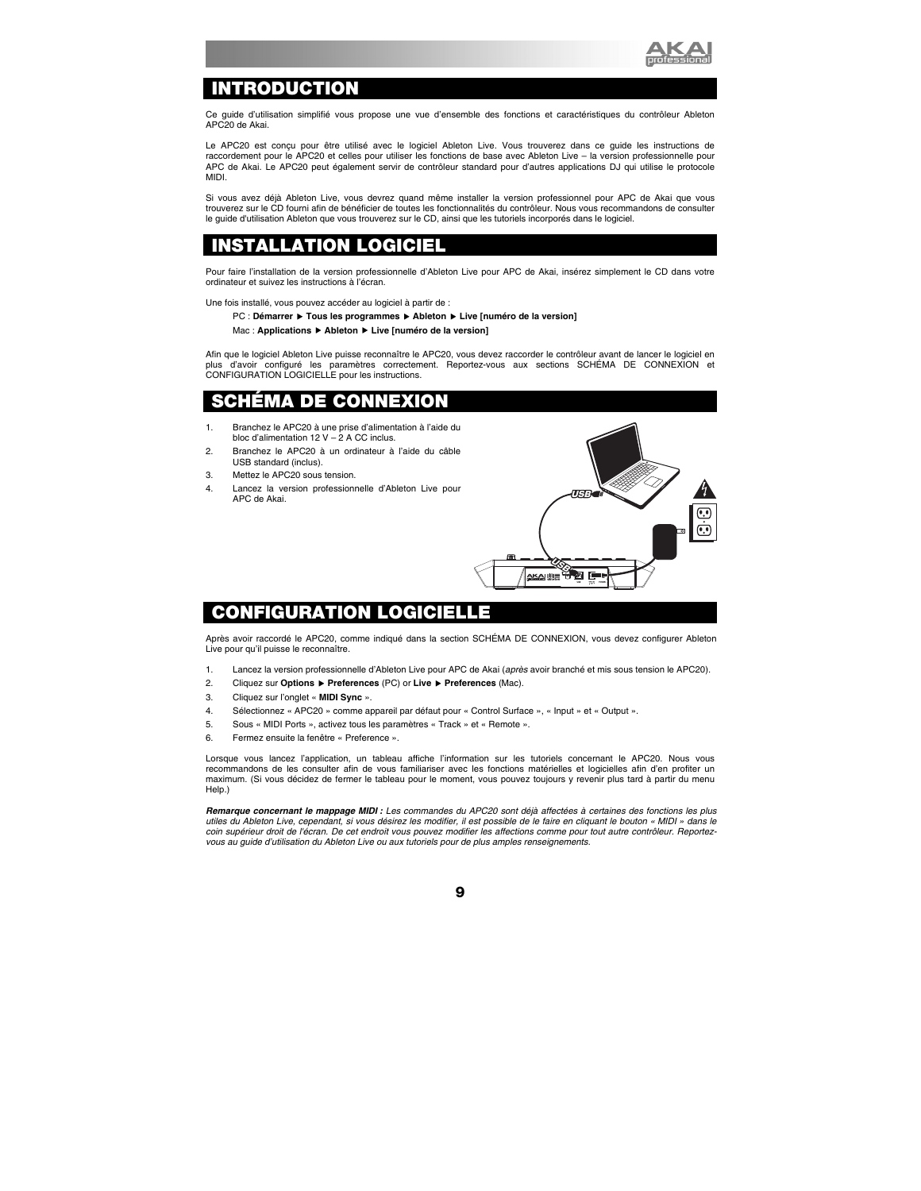# INTRODUCTION

Ce guide d'utilisation simplifié vous propose une vue d'ensemble des fonctions et caractéristiques du contrôleur Ableton APC20 de Akai.

Le APC20 est conçu pour être utilisé avec le logiciel Ableton Live. Vous trouverez dans ce guide les instructions de raccordement pour le APC20 et celles pour utiliser les fonctions de base avec Ableton Live – la version professionnelle pour APC de Akai. Le APC20 peut également servir de contrôleur standard pour d'autres applications DJ qui utilise le protocole MIDI.

Si vous avez déjà Ableton Live, vous devrez quand même installer la version professionnel pour APC de Akai que vous trouverez sur le CD fourni afin de bénéficier de toutes les fonctionnalités du contrôleur. Nous vous recommandons de consulter le guide d'utilisation Ableton que vous trouverez sur le CD, ainsi que les tutoriels incorporés dans le logiciel.

# INSTALLATION LOGICIEL

Pour faire l'installation de la version professionnelle d'Ableton Live pour APC de Akai, insérez simplement le CD dans votre ordinateur et suivez les instructions à l'écran.

Une fois installé, vous pouvez accéder au logiciel à partir de :

PC : **Démarrer ▶ Tous les programmes ▶ Ableton ▶ Live [numéro de la version]**

Mac : **Applications ▶ Ableton ▶ Live [numéro de la version]**

Afin que le logiciel Ableton Live puisse reconnaître le APC20, vous devez raccorder le contrôleur avant de lancer le logiciel en plus d'avoir configuré les paramètres correctement. Reportez-vous aux sections SCHÉMA DE CONNEXION et CONFIGURATION LOGICIELLE pour les instructions.

# SCHÉMA DE CONNEXION

1. Branchez le APC20 à une prise d'alimentation à l'aide du bloc d'alimentation 12 V – 2 A CC inclus.
2. Branchez le APC20 à un ordinateur à l'aide du câble USB standard (inclus).
3. Mettez le APC20 sous tension.
4. Lancez la version professionnelle d'Ableton Live pour APC de Akai.

# CONFIGURATION LOGICIELLE

Après avoir raccordé le APC20, comme indiqué dans la section SCHÉMA DE CONNEXION, vous devez configurer Ableton Live pour qu'il puisse le reconnaître.

1. Lancez la version professionnelle d'Ableton Live pour APC de Akai (*après* avoir branché et mis sous tension le APC20).
2. Cliquez sur **Options ▶ Preferences** (PC) or **Live ▶ Preferences** (Mac).
3. Cliquez sur l'onglet « **MIDI Sync** ».
4. Sélectionnez « APC20 » comme appareil par défaut pour « Control Surface », « Input » et « Output ».
5. Sous « MIDI Ports », activez tous les paramètres « Track » et « Remote ».
6. Fermez ensuite la fenêtre « Preference ».

Lorsque vous lancez l'application, un tableau affiche l'information sur les tutoriels concernant le APC20. Nous vous recommandons de les consulter afin de vous familiariser avec les fonctions matérielles et logicielles afin d'en profiter un maximum. (Si vous décidez de fermer le tableau pour le moment, vous pouvez toujours y revenir plus tard à partir du menu Help.)

***Remarque concernant le mappage MIDI :*** *Les commandes du APC20 sont déjà affectées à certaines des fonctions les plus utiles du Ableton Live, cependant, si vous désirez les modifier, il est possible de le faire en cliquant le bouton « MIDI » dans le coin supérieur droit de l'écran. De cet endroit vous pouvez modifier les affections comme pour tout autre contrôleur. Reportez-vous au guide d'utilisation du Ableton Live ou aux tutoriels pour de plus amples renseignements.*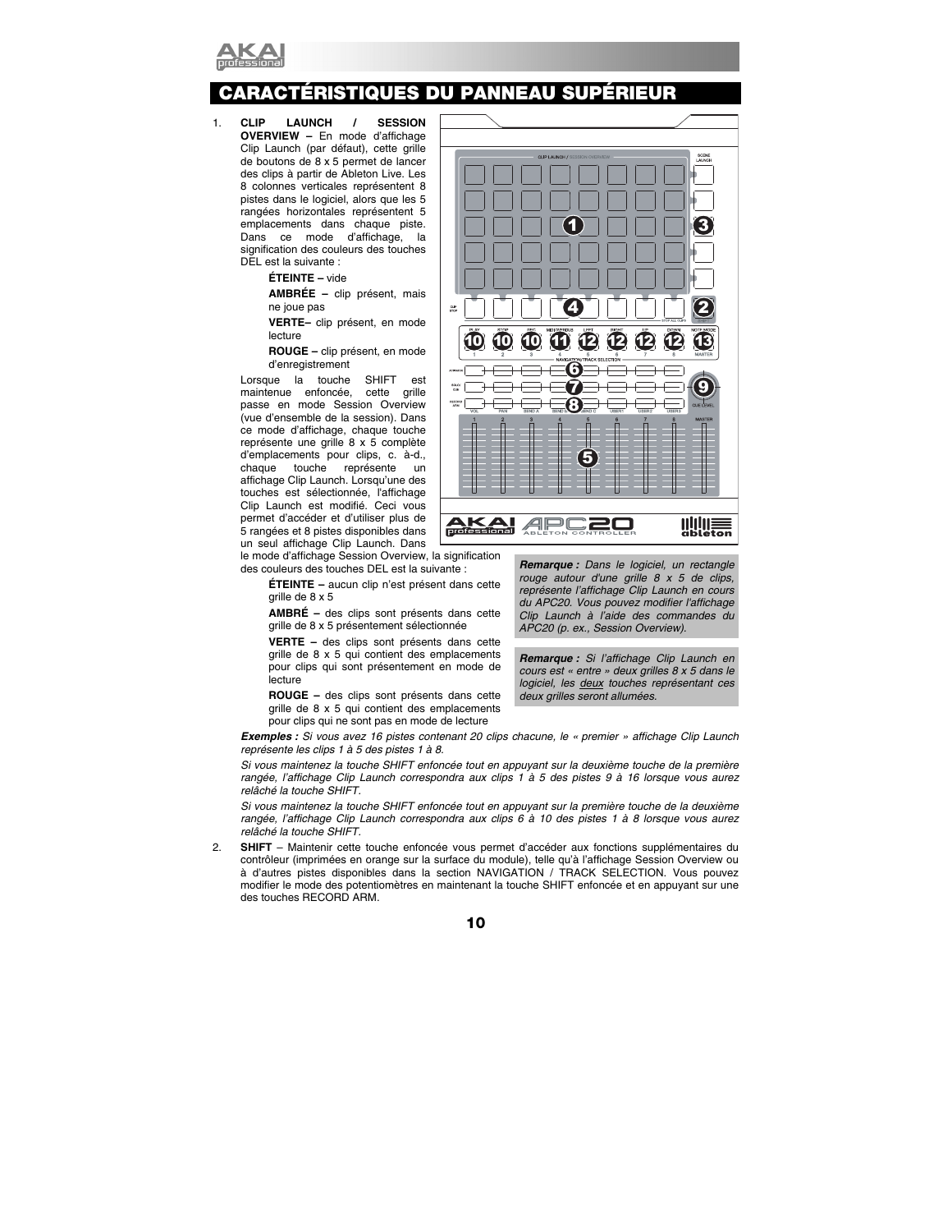# CARACTÉRISTIQUES DU PANNEAU SUPÉRIEUR

1. **CLIP LAUNCH / SESSION OVERVIEW –** En mode d'affichage Clip Launch (par défaut), cette grille de boutons de 8 x 5 permet de lancer des clips à partir de Ableton Live. Les 8 colonnes verticales représentent 8 pistes dans le logiciel, alors que les 5 rangées horizontales représentent 5 emplacements dans chaque piste. Dans ce mode d'affichage, la signification des couleurs des touches DEL est la suivante :

   **ÉTEINTE –** vide

   **AMBRÉE –** clip présent, mais ne joue pas

   **VERTE–** clip présent, en mode lecture

   **ROUGE –** clip présent, en mode d'enregistrement

   Lorsque la touche SHIFT est maintenue enfoncée, cette grille passe en mode Session Overview (vue d'ensemble de la session). Dans ce mode d'affichage, chaque touche représente une grille 8 x 5 complète d'emplacements pour clips, c. à-d., chaque touche représente un affichage Clip Launch. Lorsqu'une des touches est sélectionnée, l'affichage Clip Launch est modifié. Ceci vous permet d'accéder et d'utiliser plus de 5 rangées et 8 pistes disponibles dans un seul affichage Clip Launch. Dans le mode d'affichage Session Overview, la signification des couleurs des touches DEL est la suivante :

   **ÉTEINTE –** aucun clip n'est présent dans cette grille de 8 x 5

   **AMBRÉ –** des clips sont présents dans cette grille de 8 x 5 présentement sélectionnée

   **VERTE –** des clips sont présents dans cette grille de 8 x 5 qui contient des emplacements pour clips qui sont présentement en mode de lecture

   **ROUGE –** des clips sont présents dans cette grille de 8 x 5 qui contient des emplacements pour clips qui ne sont pas en mode de lecture

   > ***Remarque :*** *Dans le logiciel, un rectangle rouge autour d'une grille 8 x 5 de clips, représente l'affichage Clip Launch en cours du APC20. Vous pouvez modifier l'affichage Clip Launch à l'aide des commandes du APC20 (p. ex., Session Overview).*

   > ***Remarque :*** *Si l'affichage Clip Launch en cours est « entre » deux grilles 8 x 5 dans le logiciel, les deux touches représentant ces deux grilles seront allumées.*

   ***Exemples :*** *Si vous avez 16 pistes contenant 20 clips chacune, le « premier » affichage Clip Launch représente les clips 1 à 5 des pistes 1 à 8.*

   *Si vous maintenez la touche SHIFT enfoncée tout en appuyant sur la deuxième touche de la première rangée, l'affichage Clip Launch correspondra aux clips 1 à 5 des pistes 9 à 16 lorsque vous aurez relâché la touche SHIFT.*

   *Si vous maintenez la touche SHIFT enfoncée tout en appuyant sur la première touche de la deuxième rangée, l'affichage Clip Launch correspondra aux clips 6 à 10 des pistes 1 à 8 lorsque vous aurez relâché la touche SHIFT.*

2. **SHIFT** – Maintenir cette touche enfoncée vous permet d'accéder aux fonctions supplémentaires du contrôleur (imprimées en orange sur la surface du module), telle qu'à l'affichage Session Overview ou à d'autres pistes disponibles dans la section NAVIGATION / TRACK SELECTION. Vous pouvez modifier le mode des potentiomètres en maintenant la touche SHIFT enfoncée et en appuyant sur une des touches RECORD ARM.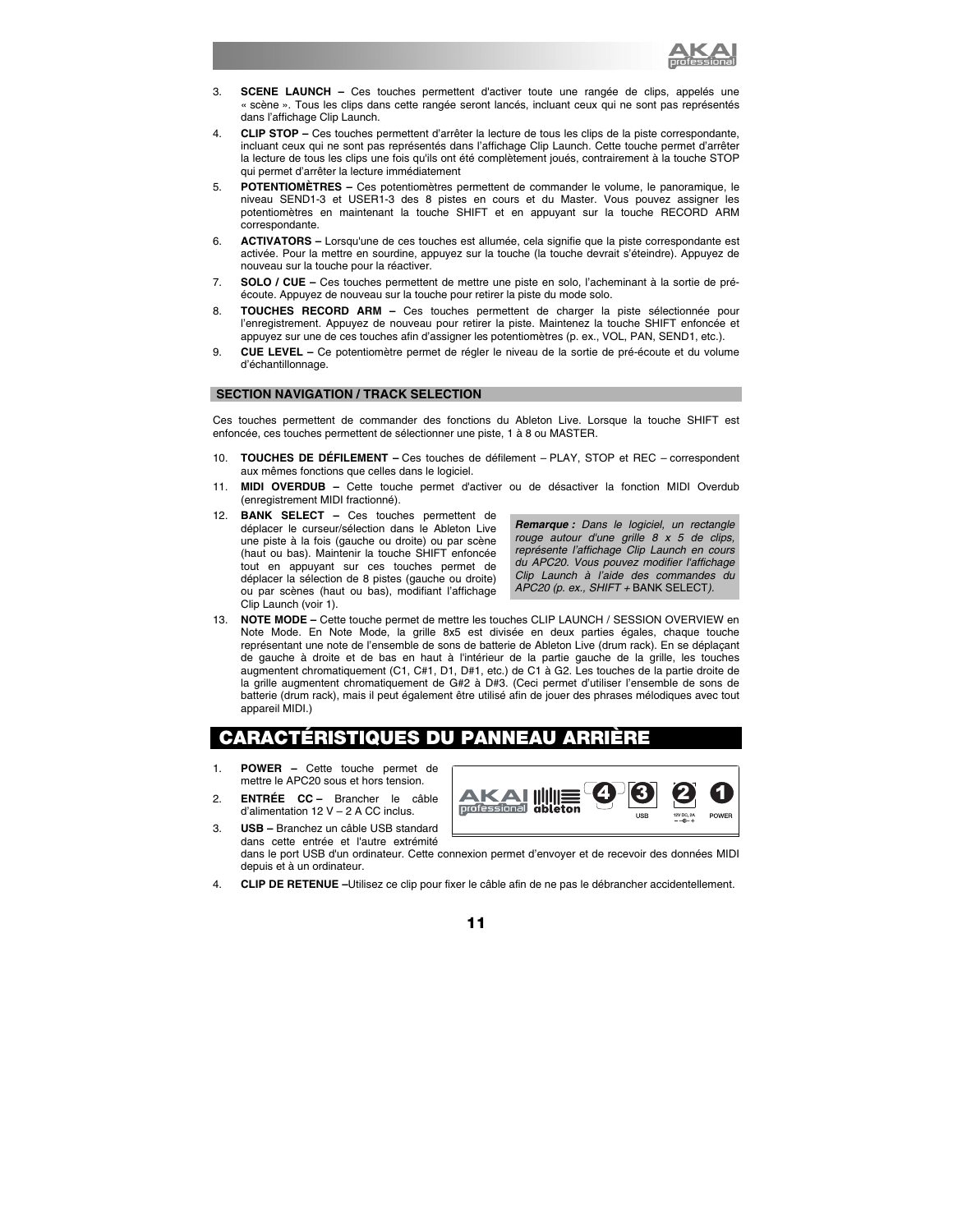3. **SCENE LAUNCH –** Ces touches permettent d'activer toute une rangée de clips, appelés une « scène ». Tous les clips dans cette rangée seront lancés, incluant ceux qui ne sont pas représentés dans l'affichage Clip Launch.
4. **CLIP STOP –** Ces touches permettent d'arrêter la lecture de tous les clips de la piste correspondante, incluant ceux qui ne sont pas représentés dans l'affichage Clip Launch. Cette touche permet d'arrêter la lecture de tous les clips une fois qu'ils ont été complètement joués, contrairement à la touche STOP qui permet d'arrêter la lecture immédiatement
5. **POTENTIOMÈTRES –** Ces potentiomètres permettent de commander le volume, le panoramique, le niveau SEND1-3 et USER1-3 des 8 pistes en cours et du Master. Vous pouvez assigner les potentiomètres en maintenant la touche SHIFT et en appuyant sur la touche RECORD ARM correspondante.
6. **ACTIVATORS –** Lorsqu'une de ces touches est allumée, cela signifie que la piste correspondante est activée. Pour la mettre en sourdine, appuyez sur la touche (la touche devrait s'éteindre). Appuyez de nouveau sur la touche pour la réactiver.
7. **SOLO / CUE –** Ces touches permettent de mettre une piste en solo, l'acheminant à la sortie de pré-écoute. Appuyez de nouveau sur la touche pour retirer la piste du mode solo.
8. **TOUCHES RECORD ARM –** Ces touches permettent de charger la piste sélectionnée pour l'enregistrement. Appuyez de nouveau pour retirer la piste. Maintenez la touche SHIFT enfoncée et appuyez sur une de ces touches afin d'assigner les potentiomètres (p. ex., VOL, PAN, SEND1, etc.).
9. **CUE LEVEL –** Ce potentiomètre permet de régler le niveau de la sortie de pré-écoute et du volume d'échantillonnage.

### SECTION NAVIGATION / TRACK SELECTION

Ces touches permettent de commander des fonctions du Ableton Live. Lorsque la touche SHIFT est enfoncée, ces touches permettent de sélectionner une piste, 1 à 8 ou MASTER.

10. **TOUCHES DE DÉFILEMENT –** Ces touches de défilement – PLAY, STOP et REC – correspondent aux mêmes fonctions que celles dans le logiciel.
11. **MIDI OVERDUB –** Cette touche permet d'activer ou de désactiver la fonction MIDI Overdub (enregistrement MIDI fractionné).
12. **BANK SELECT –** Ces touches permettent de déplacer le curseur/sélection dans le Ableton Live une piste à la fois (gauche ou droite) ou par scène (haut ou bas). Maintenir la touche SHIFT enfoncée tout en appuyant sur ces touches permet de déplacer la sélection de 8 pistes (gauche ou droite) ou par scènes (haut ou bas), modifiant l'affichage Clip Launch (voir 1).

> ***Remarque :*** *Dans le logiciel, un rectangle rouge autour d'une grille 8 x 5 de clips, représente l'affichage Clip Launch en cours du APC20. Vous pouvez modifier l'affichage Clip Launch à l'aide des commandes du APC20 (p. ex., SHIFT +* BANK SELECT*).*

13. **NOTE MODE –** Cette touche permet de mettre les touches CLIP LAUNCH / SESSION OVERVIEW en Note Mode. En Note Mode, la grille 8x5 est divisée en deux parties égales, chaque touche représentant une note de l'ensemble de sons de batterie de Ableton Live (drum rack). En se déplaçant de gauche à droite et de bas en haut à l'intérieur de la partie gauche de la grille, les touches augmentent chromatiquement (C1, C#1, D1, D#1, etc.) de C1 à G2. Les touches de la partie droite de la grille augmentent chromatiquement de G#2 à D#3. (Ceci permet d'utiliser l'ensemble de sons de batterie (drum rack), mais il peut également être utilisé afin de jouer des phrases mélodiques avec tout appareil MIDI.)

## CARACTÉRISTIQUES DU PANNEAU ARRIÈRE

1. **POWER –** Cette touche permet de mettre le APC20 sous et hors tension.
2. **ENTRÉE CC –** Brancher le câble d'alimentation 12 V – 2 A CC inclus.
3. **USB –** Branchez un câble USB standard dans cette entrée et l'autre extrémité dans le port USB d'un ordinateur. Cette connexion permet d'envoyer et de recevoir des données MIDI depuis et à un ordinateur.
4. **CLIP DE RETENUE –**Utilisez ce clip pour fixer le câble afin de ne pas le débrancher accidentellement.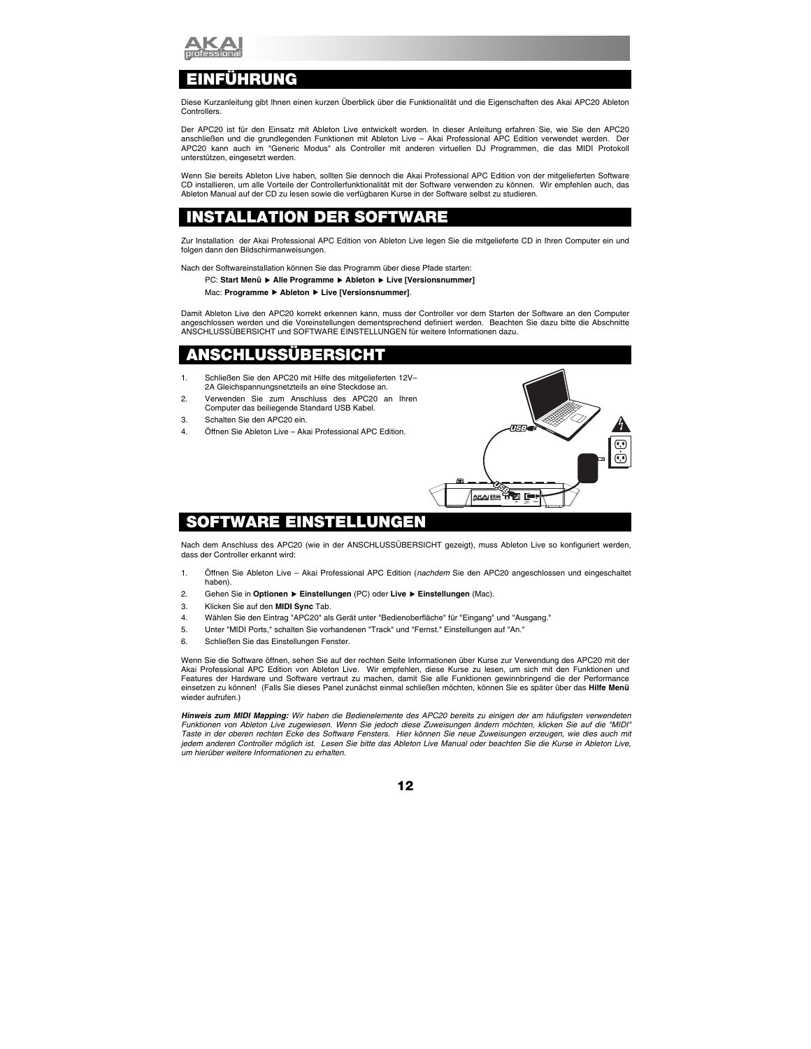## EINFÜHRUNG

Diese Kurzanleitung gibt Ihnen einen kurzen Überblick über die Funktionalität und die Eigenschaften des Akai APC20 Ableton Controllers.

Der APC20 ist für den Einsatz mit Ableton Live entwickelt worden. In dieser Anleitung erfahren Sie, wie Sie den APC20 anschließen und die grundlegenden Funktionen mit Ableton Live – Akai Professional APC Edition verwendet werden. Der APC20 kann auch im "Generic Modus" als Controller mit anderen virtuellen DJ Programmen, die das MIDI Protokoll unterstützen, eingesetzt werden.

Wenn Sie bereits Ableton Live haben, sollten Sie dennoch die Akai Professional APC Edition von der mitgelieferten Software CD installieren, um alle Vorteile der Controllerfunktionalität mit der Software verwenden zu können. Wir empfehlen auch, das Ableton Manual auf der CD zu lesen sowie die verfügbaren Kurse in der Software selbst zu studieren.

## INSTALLATION DER SOFTWARE

Zur Installation der Akai Professional APC Edition von Ableton Live legen Sie die mitgelieferte CD in Ihren Computer ein und folgen dann den Bildschirmanweisungen.

Nach der Softwareinstallation können Sie das Programm über diese Pfade starten:

PC: **Start Menü ▶ Alle Programme ▶ Ableton ▶ Live [Versionsnummer]**

Mac: **Programme ▶ Ableton ▶ Live [Versionsnummer]**.

Damit Ableton Live den APC20 korrekt erkennen kann, muss der Controller vor dem Starten der Software an den Computer angeschlossen werden und die Voreinstellungen dementsprechend definiert werden. Beachten Sie dazu bitte die Abschnitte ANSCHLUSSÜBERSICHT und SOFTWARE EINSTELLUNGEN für weitere Informationen dazu.

## ANSCHLUSSÜBERSICHT

1. Schließen Sie den APC20 mit Hilfe des mitgelieferten 12V–2A Gleichspannungsnetzteils an eine Steckdose an.
2. Verwenden Sie zum Anschluss des APC20 an Ihren Computer das beiliegende Standard USB Kabel.
3. Schalten Sie den APC20 ein.
4. Öffnen Sie Ableton Live – Akai Professional APC Edition.

## SOFTWARE EINSTELLUNGEN

Nach dem Anschluss des APC20 (wie in der ANSCHLUSSÜBERSICHT gezeigt), muss Ableton Live so konfiguriert werden, dass der Controller erkannt wird:

1. Öffnen Sie Ableton Live – Akai Professional APC Edition (*nachdem* Sie den APC20 angeschlossen und eingeschaltet haben).
2. Gehen Sie in **Optionen ▶ Einstellungen** (PC) oder **Live ▶ Einstellungen** (Mac).
3. Klicken Sie auf den **MIDI Sync** Tab.
4. Wählen Sie den Eintrag "APC20" als Gerät unter "Bedienoberfläche" für "Eingang" und "Ausgang."
5. Unter "MIDI Ports," schalten Sie vorhandenen "Track" und "Fernst." Einstellungen auf "An."
6. Schließen Sie das Einstellungen Fenster.

Wenn Sie die Software öffnen, sehen Sie auf der rechten Seite Informationen über Kurse zur Verwendung des APC20 mit der Akai Professional APC Edition von Ableton Live. Wir empfehlen, diese Kurse zu lesen, um sich mit den Funktionen und Features der Hardware und Software vertraut zu machen, damit Sie alle Funktionen gewinnbringend die der Performance einsetzen zu können! (Falls Sie dieses Panel zunächst einmal schließen möchten, können Sie es später über das **Hilfe Menü** wieder aufrufen.)

***Hinweis zum MIDI Mapping:*** *Wir haben die Bedienelemente des APC20 bereits zu einigen der am häufigsten verwendeten Funktionen von Ableton Live zugewiesen. Wenn Sie jedoch diese Zuweisungen ändern möchten, klicken Sie auf die "MIDI" Taste in der oberen rechten Ecke des Software Fensters. Hier können Sie neue Zuweisungen erzeugen, wie dies auch mit jedem anderen Controller möglich ist. Lesen Sie bitte das Ableton Live Manual oder beachten Sie die Kurse in Ableton Live, um hierüber weitere Informationen zu erhalten.*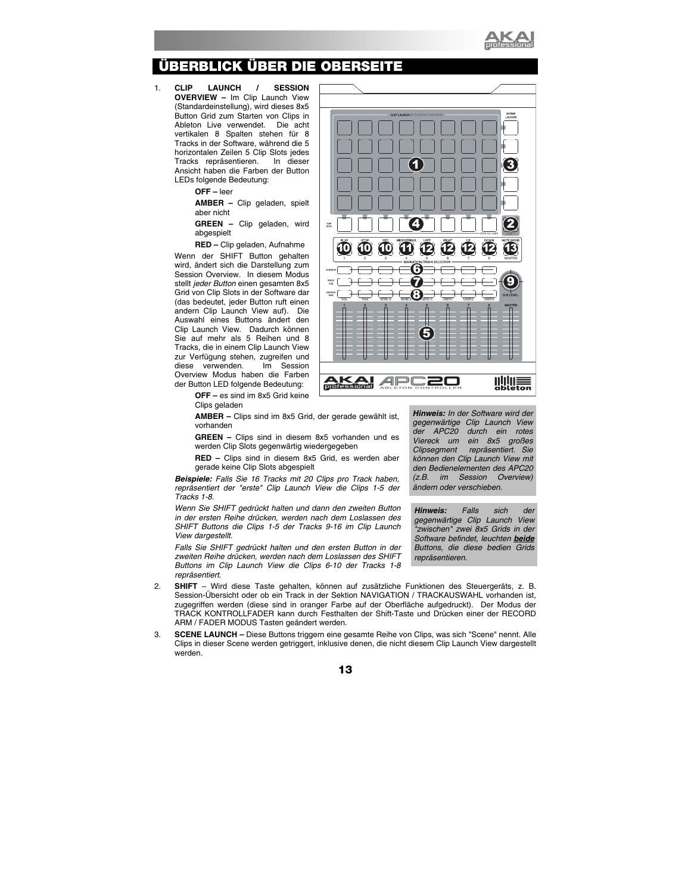# ÜBERBLICK ÜBER DIE OBERSEITE

1. **CLIP LAUNCH / SESSION OVERVIEW –** Im Clip Launch View (Standardeinstellung), wird dieses 8x5 Button Grid zum Starten von Clips in Ableton Live verwendet. Die acht vertikalen 8 Spalten stehen für 8 Tracks in der Software, während die 5 horizontalen Zeilen 5 Clip Slots jedes Tracks repräsentieren. In dieser Ansicht haben die Farben der Button LEDs folgende Bedeutung:

   **OFF –** leer

   **AMBER –** Clip geladen, spielt aber nicht

   **GREEN –** Clip geladen, wird abgespielt

   **RED –** Clip geladen, Aufnahme

   Wenn der SHIFT Button gehalten wird, ändert sich die Darstellung zum Session Overview. In diesem Modus stellt *jeder Button* einen gesamten 8x5 Grid von Clip Slots in der Software dar (das bedeutet, jeder Button ruft einen andern Clip Launch View auf). Die Auswahl eines Buttons ändert den Clip Launch View. Dadurch können Sie auf mehr als 5 Reihen und 8 Tracks, die in einem Clip Launch View zur Verfügung stehen, zugreifen und diese verwenden. Im Session Overview Modus haben die Farben der Button LED folgende Bedeutung:

   **OFF –** es sind im 8x5 Grid keine Clips geladen

   **AMBER –** Clips sind im 8x5 Grid, der gerade gewählt ist, vorhanden

   **GREEN –** Clips sind in diesem 8x5 vorhanden und es werden Clip Slots gegenwärtig wiedergegeben

   **RED –** Clips sind in diesem 8x5 Grid, es werden aber gerade keine Clip Slots abgespielt

   ***Beispiele:*** *Falls Sie 16 Tracks mit 20 Clips pro Track haben, repräsentiert der "erste" Clip Launch View die Clips 1-5 der Tracks 1-8.*

   *Wenn Sie SHIFT gedrückt halten und dann den zweiten Button in der ersten Reihe drücken, werden nach dem Loslassen des SHIFT Buttons die Clips 1-5 der Tracks 9-16 im Clip Launch View dargestellt.*

   *Falls Sie SHIFT gedrückt halten und den ersten Button in der zweiten Reihe drücken, werden nach dem Loslassen des SHIFT Buttons im Clip Launch View die Clips 6-10 der Tracks 1-8 repräsentiert.*

> ***Hinweis:*** *In der Software wird der gegenwärtige Clip Launch View der APC20 durch ein rotes Viereck um ein 8x5 großes Clipsegment repräsentiert. Sie können den Clip Launch View mit den Bedienelementen des APC20 (z.B. im Session Overview) ändern oder verschieben.*

> ***Hinweis:*** *Falls sich der gegenwärtige Clip Launch View "zwischen" zwei 8x5 Grids in der Software befindet, leuchten **beide** Buttons, die diese bedien Grids repräsentieren.*

2. **SHIFT** – Wird diese Taste gehalten, können auf zusätzliche Funktionen des Steuergeräts, z. B. Session-Übersicht oder ob ein Track in der Sektion NAVIGATION / TRACKAUSWAHL vorhanden ist, zugegriffen werden (diese sind in oranger Farbe auf der Oberfläche aufgedruckt). Der Modus der TRACK KONTROLLFADER kann durch Festhalten der Shift-Taste und Drücken einer der RECORD ARM / FADER MODUS Tasten geändert werden.

3. **SCENE LAUNCH –** Diese Buttons triggern eine gesamte Reihe von Clips, was sich "Scene" nennt. Alle Clips in dieser Scene werden getriggert, inklusive denen, die nicht diesem Clip Launch View dargestellt werden.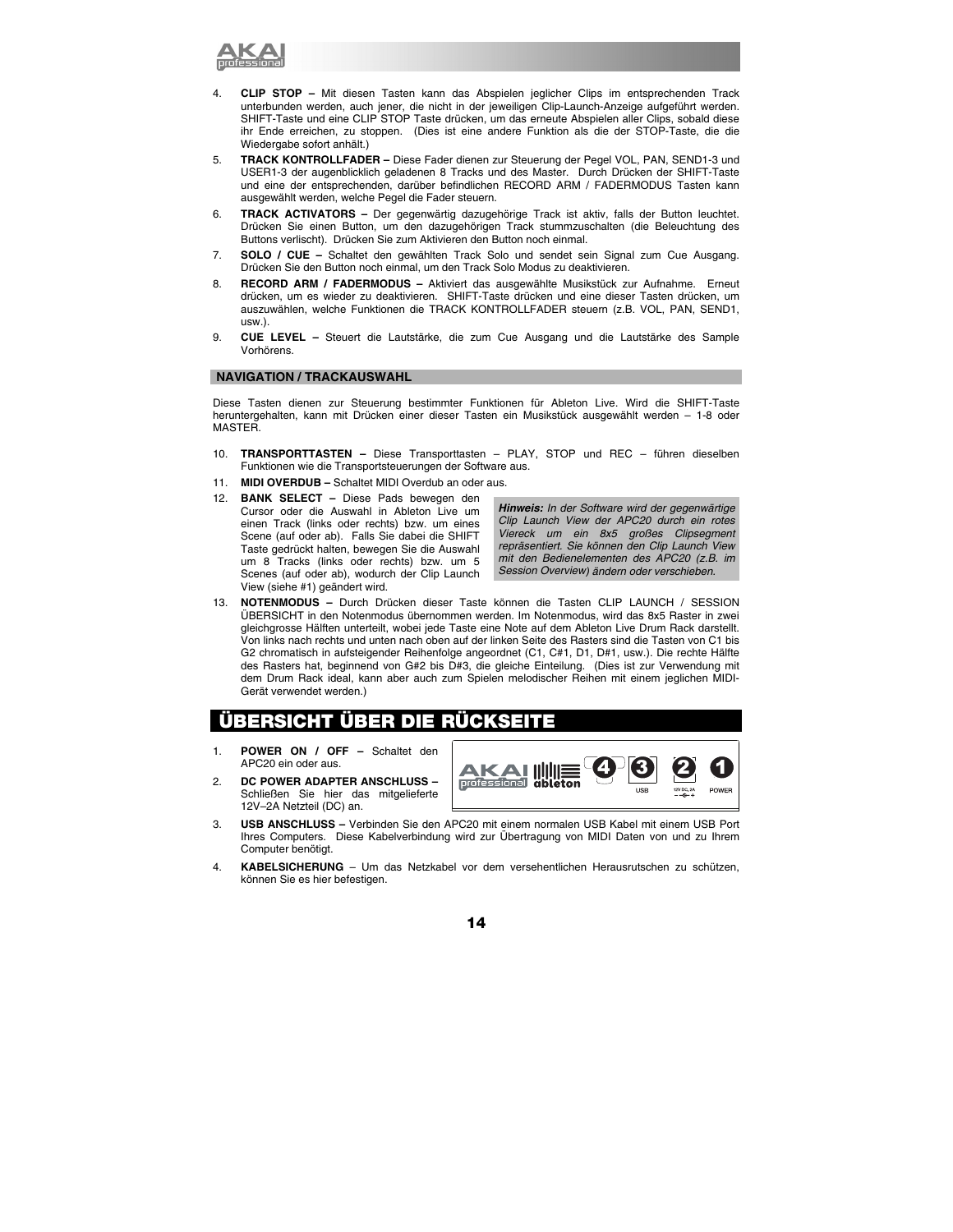4. **CLIP STOP –** Mit diesen Tasten kann das Abspielen jeglicher Clips im entsprechenden Track unterbunden werden, auch jener, die nicht in der jeweiligen Clip-Launch-Anzeige aufgeführt werden. SHIFT-Taste und eine CLIP STOP Taste drücken, um das erneute Abspielen aller Clips, sobald diese ihr Ende erreichen, zu stoppen. (Dies ist eine andere Funktion als die der STOP-Taste, die die Wiedergabe sofort anhält.)
5. **TRACK KONTROLLFADER –** Diese Fader dienen zur Steuerung der Pegel VOL, PAN, SEND1-3 und USER1-3 der augenblicklich geladenen 8 Tracks und des Master. Durch Drücken der SHIFT-Taste und eine der entsprechenden, darüber befindlichen RECORD ARM / FADERMODUS Tasten kann ausgewählt werden, welche Pegel die Fader steuern.
6. **TRACK ACTIVATORS –** Der gegenwärtig dazugehörige Track ist aktiv, falls der Button leuchtet. Drücken Sie einen Button, um den dazugehörigen Track stummzuschalten (die Beleuchtung des Buttons verlischt). Drücken Sie zum Aktivieren den Button noch einmal.
7. **SOLO / CUE –** Schaltet den gewählten Track Solo und sendet sein Signal zum Cue Ausgang. Drücken Sie den Button noch einmal, um den Track Solo Modus zu deaktivieren.
8. **RECORD ARM / FADERMODUS –** Aktiviert das ausgewählte Musikstück zur Aufnahme. Erneut drücken, um es wieder zu deaktivieren. SHIFT-Taste drücken und eine dieser Tasten drücken, um auszuwählen, welche Funktionen die TRACK KONTROLLFADER steuern (z.B. VOL, PAN, SEND1, usw.).
9. **CUE LEVEL –** Steuert die Lautstärke, die zum Cue Ausgang und die Lautstärke des Sample Vorhörens.

### NAVIGATION / TRACKAUSWAHL

Diese Tasten dienen zur Steuerung bestimmter Funktionen für Ableton Live. Wird die SHIFT-Taste heruntergehalten, kann mit Drücken einer dieser Tasten ein Musikstück ausgewählt werden – 1-8 oder MASTER.

10. **TRANSPORTTASTEN –** Diese Transporttasten – PLAY, STOP und REC – führen dieselben Funktionen wie die Transportsteuerungen der Software aus.
11. **MIDI OVERDUB –** Schaltet MIDI Overdub an oder aus.
12. **BANK SELECT –** Diese Pads bewegen den Cursor oder die Auswahl in Ableton Live um einen Track (links oder rechts) bzw. um eines Scene (auf oder ab). Falls Sie dabei die SHIFT Taste gedrückt halten, bewegen Sie die Auswahl um 8 Tracks (links oder rechts) bzw. um 5 Scenes (auf oder ab), wodurch der Clip Launch View (siehe #1) geändert wird.

> ***Hinweis:*** *In der Software wird der gegenwärtige Clip Launch View der APC20 durch ein rotes Viereck um ein 8x5 großes Clipsegment repräsentiert. Sie können den Clip Launch View mit den Bedienelementen des APC20 (z.B. im Session Overview) ändern oder verschieben.*

13. **NOTENMODUS –** Durch Drücken dieser Taste können die Tasten CLIP LAUNCH / SESSION ÜBERSICHT in den Notenmodus übernommen werden. Im Notenmodus, wird das 8x5 Raster in zwei gleichgrosse Hälften unterteilt, wobei jede Taste eine Note auf dem Ableton Live Drum Rack darstellt. Von links nach rechts und unten nach oben auf der linken Seite des Rasters sind die Tasten von C1 bis G2 chromatisch in aufsteigender Reihenfolge angeordnet (C1, C#1, D1, D#1, usw.). Die rechte Hälfte des Rasters hat, beginnend von G#2 bis D#3, die gleiche Einteilung. (Dies ist zur Verwendung mit dem Drum Rack ideal, kann aber auch zum Spielen melodischer Reihen mit einem jeglichen MIDI-Gerät verwendet werden.)

## ÜBERSICHT ÜBER DIE RÜCKSEITE

1. **POWER ON / OFF –** Schaltet den APC20 ein oder aus.
2. **DC POWER ADAPTER ANSCHLUSS –** Schließen Sie hier das mitgelieferte 12V–2A Netzteil (DC) an.
3. **USB ANSCHLUSS –** Verbinden Sie den APC20 mit einem normalen USB Kabel mit einem USB Port Ihres Computers. Diese Kabelverbindung wird zur Übertragung von MIDI Daten von und zu Ihrem Computer benötigt.
4. **KABELSICHERUNG** – Um das Netzkabel vor dem versehentlichen Herausrutschen zu schützen, können Sie es hier befestigen.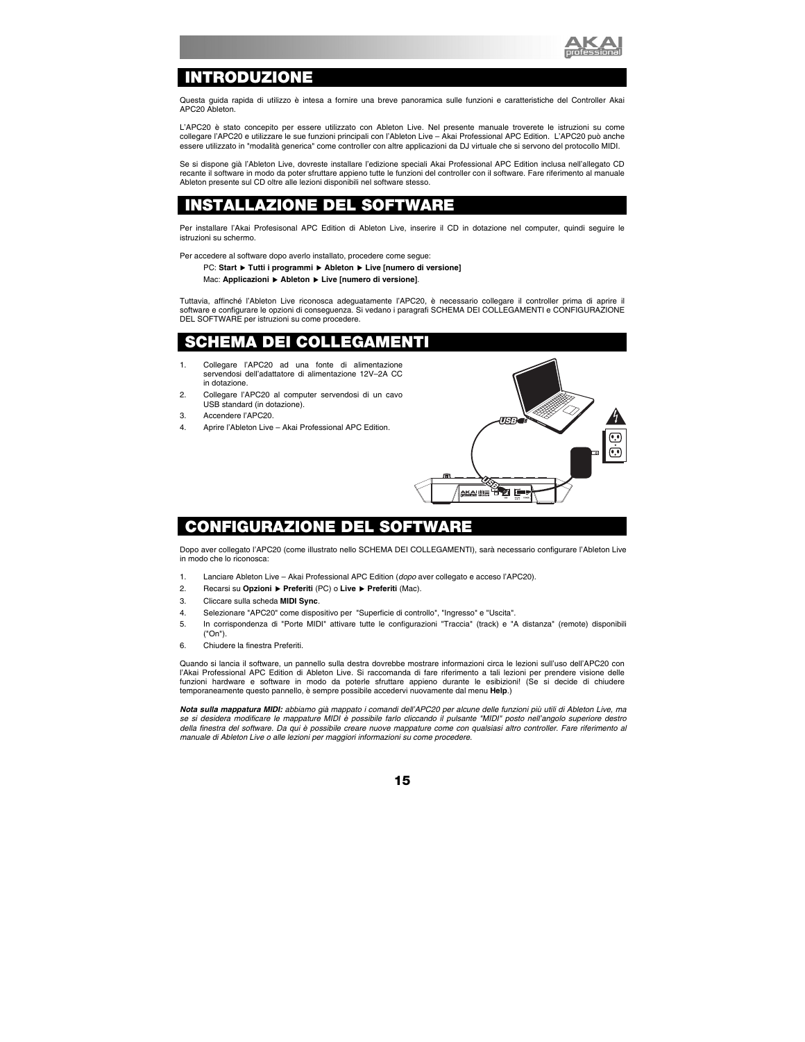# INTRODUZIONE

Questa guida rapida di utilizzo è intesa a fornire una breve panoramica sulle funzioni e caratteristiche del Controller Akai APC20 Ableton.

L'APC20 è stato concepito per essere utilizzato con Ableton Live. Nel presente manuale troverete le istruzioni su come collegare l'APC20 e utilizzare le sue funzioni principali con l'Ableton Live – Akai Professional APC Edition. L'APC20 può anche essere utilizzato in "modalità generica" come controller con altre applicazioni da DJ virtuale che si servono del protocollo MIDI.

Se si dispone già l'Ableton Live, dovreste installare l'edizione speciali Akai Professional APC Edition inclusa nell'allegato CD recante il software in modo da poter sfruttare appieno tutte le funzioni del controller con il software. Fare riferimento al manuale Ableton presente sul CD oltre alle lezioni disponibili nel software stesso.

# INSTALLAZIONE DEL SOFTWARE

Per installare l'Akai Profesisonal APC Edition di Ableton Live, inserire il CD in dotazione nel computer, quindi seguire le istruzioni su schermo.

Per accedere al software dopo averlo installato, procedere come segue:

PC: **Start ▶ Tutti i programmi ▶ Ableton ▶ Live [numero di versione]**

Mac: **Applicazioni ▶ Ableton ▶ Live [numero di versione]**.

Tuttavia, affinché l'Ableton Live riconosca adeguatamente l'APC20, è necessario collegare il controller prima di aprire il software e configurare le opzioni di conseguenza. Si vedano i paragrafi SCHEMA DEI COLLEGAMENTI e CONFIGURAZIONE DEL SOFTWARE per istruzioni su come procedere.

# SCHEMA DEI COLLEGAMENTI

1. Collegare l'APC20 ad una fonte di alimentazione servendosi dell'adattatore di alimentazione 12V–2A CC in dotazione.
2. Collegare l'APC20 al computer servendosi di un cavo USB standard (in dotazione).
3. Accendere l'APC20.
4. Aprire l'Ableton Live – Akai Professional APC Edition.

# CONFIGURAZIONE DEL SOFTWARE

Dopo aver collegato l'APC20 (come illustrato nello SCHEMA DEI COLLEGAMENTI), sarà necessario configurare l'Ableton Live in modo che lo riconosca:

1. Lanciare Ableton Live – Akai Professional APC Edition (*dopo* aver collegato e acceso l'APC20).
2. Recarsi su **Opzioni ▶ Preferiti** (PC) o **Live ▶ Preferiti** (Mac).
3. Cliccare sulla scheda **MIDI Sync**.
4. Selezionare "APC20" come dispositivo per "Superficie di controllo", "Ingresso" e "Uscita".
5. In corrispondenza di "Porte MIDI" attivare tutte le configurazioni "Traccia" (track) e "A distanza" (remote) disponibili ("On").
6. Chiudere la finestra Preferiti.

Quando si lancia il software, un pannello sulla destra dovrebbe mostrare informazioni circa le lezioni sull'uso dell'APC20 con l'Akai Professional APC Edition di Ableton Live. Si raccomanda di fare riferimento a tali lezioni per prendere visione delle funzioni hardware e software in modo da poterle sfruttare appieno durante le esibizioni! (Se si decide di chiudere temporaneamente questo pannello, è sempre possibile accedervi nuovamente dal menu **Help**.)

***Nota sulla mappatura MIDI:*** *abbiamo già mappato i comandi dell'APC20 per alcune delle funzioni più utili di Ableton Live, ma se si desidera modificare le mappature MIDI è possibile farlo cliccando il pulsante "MIDI" posto nell'angolo superiore destro della finestra del software. Da qui è possibile creare nuove mappature come con qualsiasi altro controller. Fare riferimento al manuale di Ableton Live o alle lezioni per maggiori informazioni su come procedere.*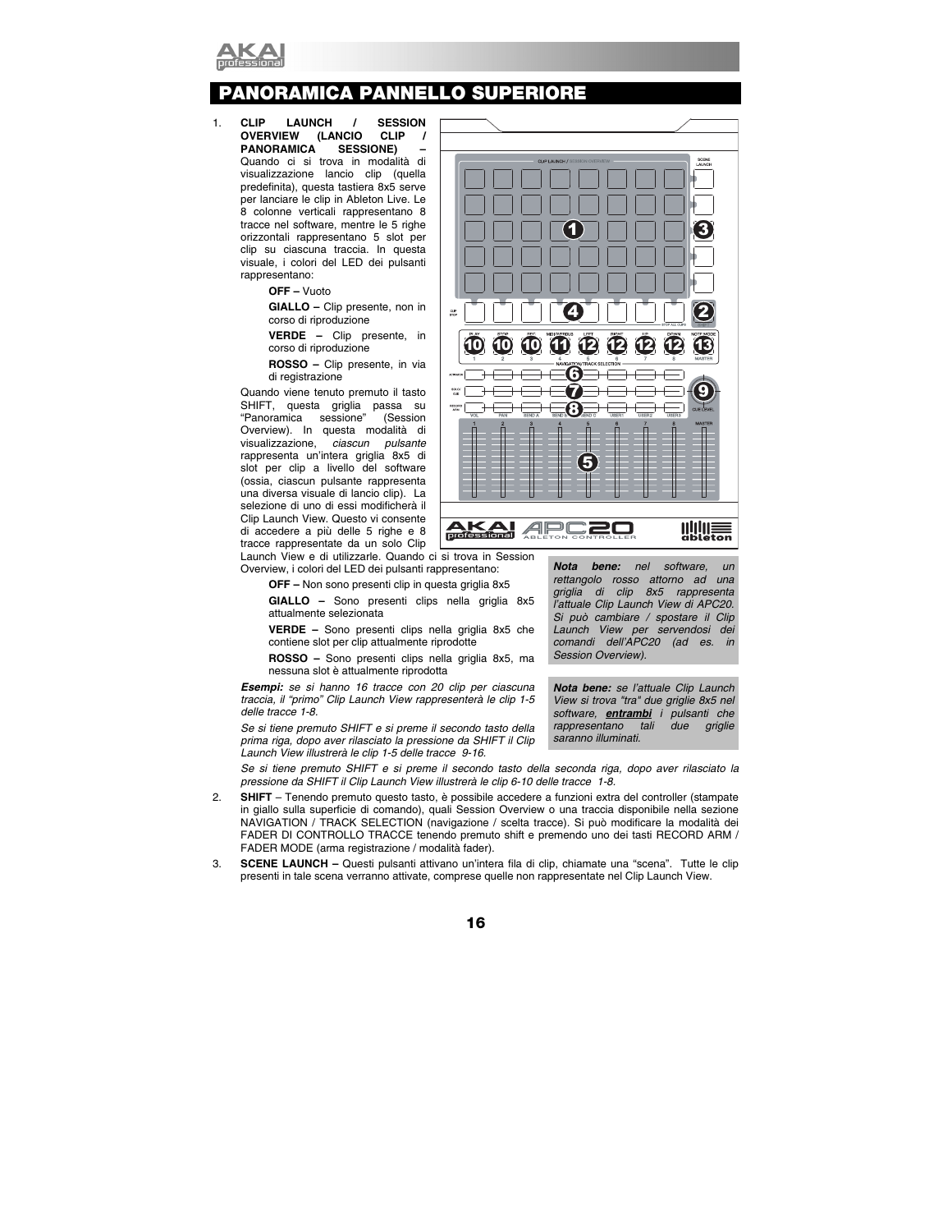## PANORAMICA PANNELLO SUPERIORE

1. **CLIP LAUNCH / SESSION OVERVIEW (LANCIO CLIP / PANORAMICA SESSIONE)** – Quando ci si trova in modalità di visualizzazione lancio clip (quella predefinita), questa tastiera 8x5 serve per lanciare le clip in Ableton Live. Le 8 colonne verticali rappresentano 8 tracce nel software, mentre le 5 righe orizzontali rappresentano 5 slot per clip su ciascuna traccia. In questa visuale, i colori del LED dei pulsanti rappresentano:

   **OFF –** Vuoto

   **GIALLO –** Clip presente, non in corso di riproduzione

   **VERDE –** Clip presente, in corso di riproduzione

   **ROSSO –** Clip presente, in via di registrazione

   Quando viene tenuto premuto il tasto SHIFT, questa griglia passa su "Panoramica sessione" (Session Overview). In questa modalità di visualizzazione, *ciascun pulsante* rappresenta un'intera griglia 8x5 di slot per clip a livello del software (ossia, ciascun pulsante rappresenta una diversa visuale di lancio clip). La selezione di uno di essi modificherà il Clip Launch View. Questo vi consente di accedere a più delle 5 righe e 8 tracce rappresentate da un solo Clip Launch View e di utilizzarle. Quando ci si trova in Session Overview, i colori del LED dei pulsanti rappresentano:

   **OFF –** Non sono presenti clip in questa griglia 8x5

   **GIALLO –** Sono presenti clips nella griglia 8x5 attualmente selezionata

   **VERDE –** Sono presenti clips nella griglia 8x5 che contiene slot per clip attualmente riprodotte

   **ROSSO –** Sono presenti clips nella griglia 8x5, ma nessuna slot è attualmente riprodotta

   ***Esempi:*** *se si hanno 16 tracce con 20 clip per ciascuna traccia, il "primo" Clip Launch View rappresenterà le clip 1-5 delle tracce 1-8.*

   *Se si tiene premuto SHIFT e si preme il secondo tasto della prima riga, dopo aver rilasciato la pressione da SHIFT il Clip Launch View illustrerà le clip 1-5 delle tracce 9-16.*

   *Se si tiene premuto SHIFT e si preme il secondo tasto della seconda riga, dopo aver rilasciato la pressione da SHIFT il Clip Launch View illustrerà le clip 6-10 delle tracce 1-8.*

   > ***Nota bene:*** *nel software, un rettangolo rosso attorno ad una griglia di clip 8x5 rappresenta l'attuale Clip Launch View di APC20. Si può cambiare / spostare il Clip Launch View per servendosi dei comandi dell'APC20 (ad es. in Session Overview).*

   > ***Nota bene:*** *se l'attuale Clip Launch View si trova "tra" due griglie 8x5 nel software,* ***entrambi*** *i pulsanti che rappresentano tali due griglie saranno illuminati.*

2. **SHIFT** – Tenendo premuto questo tasto, è possibile accedere a funzioni extra del controller (stampate in giallo sulla superficie di comando), quali Session Overview o una traccia disponibile nella sezione NAVIGATION / TRACK SELECTION (navigazione / scelta tracce). Si può modificare la modalità dei FADER DI CONTROLLO TRACCE tenendo premuto shift e premendo uno dei tasti RECORD ARM / FADER MODE (arma registrazione / modalità fader).

3. **SCENE LAUNCH –** Questi pulsanti attivano un'intera fila di clip, chiamate una "scena". Tutte le clip presenti in tale scena verranno attivate, comprese quelle non rappresentate nel Clip Launch View.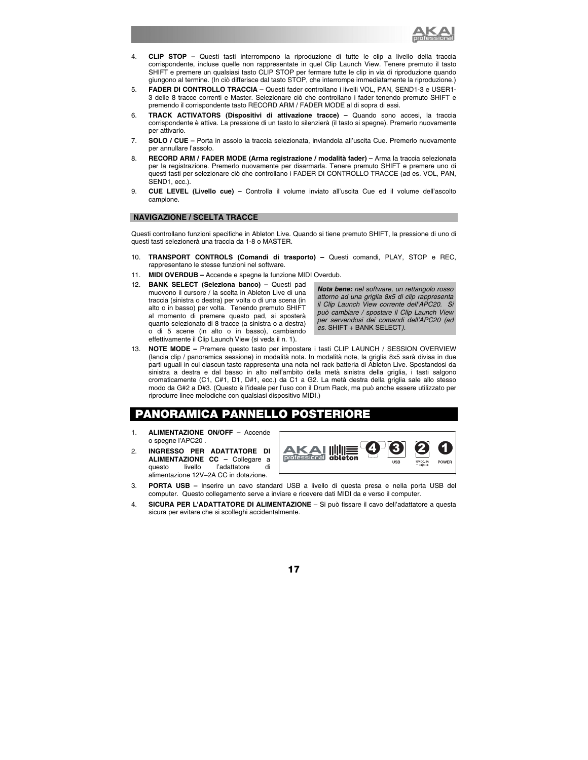4. **CLIP STOP –** Questi tasti interrompono la riproduzione di tutte le clip a livello della traccia corrispondente, incluse quelle non rappresentate in quel Clip Launch View. Tenere premuto il tasto SHIFT e premere un qualsiasi tasto CLIP STOP per fermare tutte le clip in via di riproduzione quando giungono al termine. (In ciò differisce dal tasto STOP, che interrompe immediatamente la riproduzione.)
5. **FADER DI CONTROLLO TRACCIA –** Questi fader controllano i livelli VOL, PAN, SEND1-3 e USER1-3 delle 8 tracce correnti e Master. Selezionare ciò che controllano i fader tenendo premuto SHIFT e premendo il corrispondente tasto RECORD ARM / FADER MODE al di sopra di essi.
6. **TRACK ACTIVATORS (Dispositivi di attivazione tracce) –** Quando sono accesi, la traccia corrispondente è attiva. La pressione di un tasto lo silenzierà (il tasto si spegne). Premerlo nuovamente per attivarlo.
7. **SOLO / CUE –** Porta in assolo la traccia selezionata, inviandola all'uscita Cue. Premerlo nuovamente per annullare l'assolo.
8. **RECORD ARM / FADER MODE (Arma registrazione / modalità fader) –** Arma la traccia selezionata per la registrazione. Premerlo nuovamente per disarmarla. Tenere premuto SHIFT e premere uno di questi tasti per selezionare ciò che controllano i FADER DI CONTROLLO TRACCE (ad es. VOL, PAN, SEND1, ecc.).
9. **CUE LEVEL (Livello cue) –** Controlla il volume inviato all'uscita Cue ed il volume dell'ascolto campione.

### NAVIGAZIONE / SCELTA TRACCE

Questi controllano funzioni specifiche in Ableton Live. Quando si tiene premuto SHIFT, la pressione di uno di questi tasti selezionerà una traccia da 1-8 o MASTER.

10. **TRANSPORT CONTROLS (Comandi di trasporto) –** Questi comandi, PLAY, STOP e REC, rappresentano le stesse funzioni nel software.
11. **MIDI OVERDUB –** Accende e spegne la funzione MIDI Overdub.
12. **BANK SELECT (Seleziona banco) –** Questi pad muovono il cursore / la scelta in Ableton Live di una traccia (sinistra o destra) per volta o di una scena (in alto o in basso) per volta. Tenendo premuto SHIFT al momento di premere questo pad, si sposterà quanto selezionato di 8 tracce (a sinistra o a destra) o di 5 scene (in alto o in basso), cambiando effettivamente il Clip Launch View (si veda il n. 1).

> ***Nota bene:*** *nel software, un rettangolo rosso attorno ad una griglia 8x5 di clip rappresenta il Clip Launch View corrente dell'APC20. Si può cambiare / spostare il Clip Launch View per servendosi dei comandi dell'APC20 (ad es.* SHIFT + BANK SELECT*).*

13. **NOTE MODE –** Premere questo tasto per impostare i tasti CLIP LAUNCH / SESSION OVERVIEW (lancia clip / panoramica sessione) in modalità nota. In modalità note, la griglia 8x5 sarà divisa in due parti uguali in cui ciascun tasto rappresenta una nota nel rack batteria di Ableton Live. Spostandosi da sinistra a destra e dal basso in alto nell'ambito della metà sinistra della griglia, i tasti salgono cromaticamente (C1, C#1, D1, D#1, ecc.) da C1 a G2. La metà destra della griglia sale allo stesso modo da G#2 a D#3. (Questo è l'ideale per l'uso con il Drum Rack, ma può anche essere utilizzato per riprodurre linee melodiche con qualsiasi dispositivo MIDI.)

## PANORAMICA PANNELLO POSTERIORE

1. **ALIMENTAZIONE ON/OFF –** Accende o spegne l'APC20 .
2. **INGRESSO PER ADATTATORE DI ALIMENTAZIONE CC –** Collegare a questo livello l'adattatore di alimentazione 12V–2A CC in dotazione.
3. **PORTA USB –** Inserire un cavo standard USB a livello di questa presa e nella porta USB del computer. Questo collegamento serve a inviare e ricevere dati MIDI da e verso il computer.
4. **SICURA PER L'ADATTATORE DI ALIMENTAZIONE** – Si può fissare il cavo dell'adattatore a questa sicura per evitare che si scolleghi accidentalmente.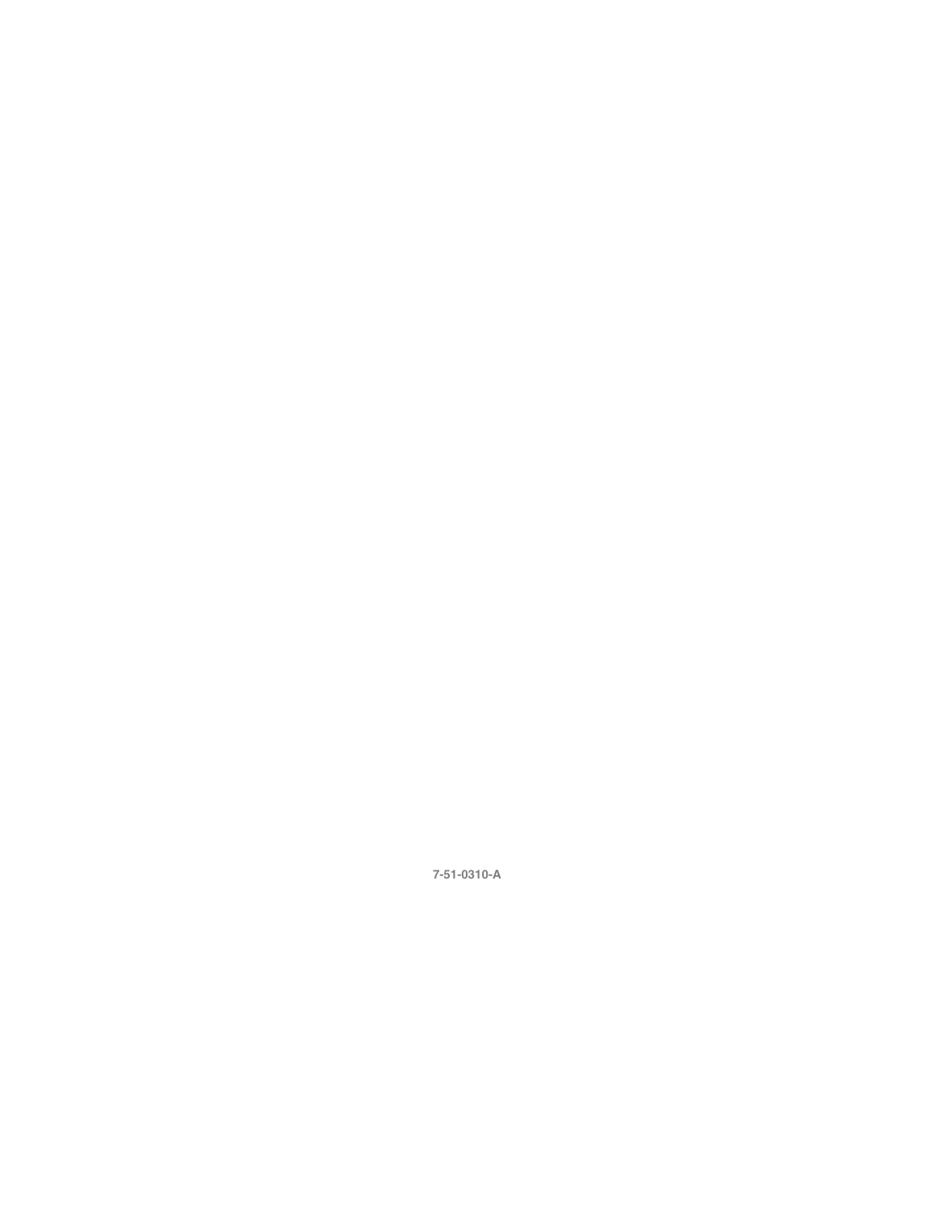7-51-0310-A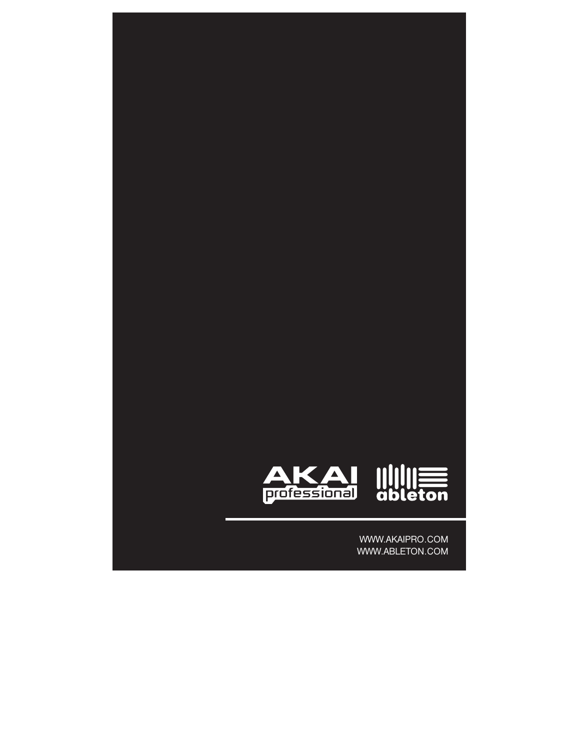AKAI professional

ableton

WWW.AKAIPRO.COM
WWW.ABLETON.COM